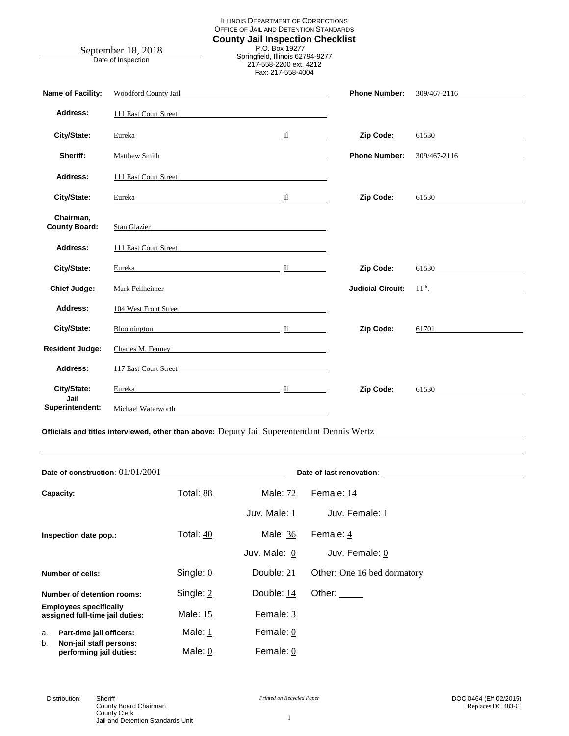ILLINOIS DEPARTMENT OF CORRECTIONS
OFFICE OF JAIL AND DETENTION STANDARDS

# County Jail Inspection Checklist

P.O. Box 19277
Springfield, Illinois 62794-9277
217-558-2200 ext. 4212
Fax: 217-558-4004

September 18, 2018
Date of Inspection

| | | | |
|---|---|---|---|
| **Name of Facility:** | Woodford County Jail | **Phone Number:** | 309/467-2116 |
| **Address:** | 111 East Court Street | | |
| **City/State:** | Eureka Il | **Zip Code:** | 61530 |
| **Sheriff:** | Matthew Smith | **Phone Number:** | 309/467-2116 |
| **Address:** | 111 East Court Street | | |
| **City/State:** | Eureka Il | **Zip Code:** | 61530 |
| **Chairman, County Board:** | Stan Glazier | | |
| **Address:** | 111 East Court Street | | |
| **City/State:** | Eureka Il | **Zip Code:** | 61530 |
| **Chief Judge:** | Mark Fellheimer | **Judicial Circuit:** | 11th. |
| **Address:** | 104 West Front Street | | |
| **City/State:** | Bloomington Il | **Zip Code:** | 61701 |
| **Resident Judge:** | Charles M. Fenney | | |
| **Address:** | 117 East Court Street | | |
| **City/State:** | Eureka Il | **Zip Code:** | 61530 |
| **Jail Superintendent:** | Michael Waterworth | | |

**Officials and titles interviewed, other than above:** Deputy Jail Superentendant Dennis Wertz

**Date of construction**: 01/01/2001 **Date of last renovation**:

| | | | |
|---|---|---|---|
| **Capacity:** | Total: 88 | Male: 72 | Female: 14 |
| | | Juv. Male: 1 | Juv. Female: 1 |
| **Inspection date pop.:** | Total: 40 | Male 36 | Female: 4 |
| | | Juv. Male: 0 | Juv. Female: 0 |
| **Number of cells:** | Single: 0 | Double: 21 | Other: One 16 bed dormatory |
| **Number of detention rooms:** | Single: 2 | Double: 14 | Other: |
| **Employees specifically assigned full-time jail duties:** | Male: 15 | Female: 3 | |
| a. **Part-time jail officers:** | Male: 1 | Female: 0 | |
| b. **Non-jail staff persons: performing jail duties:** | Male: 0 | Female: 0 | |

Distribution: Sheriff
County Board Chairman
County Clerk
Jail and Detention Standards Unit

*Printed on Recycled Paper*

DOC 0464 (Eff 02/2015)
[Replaces DC 483-C]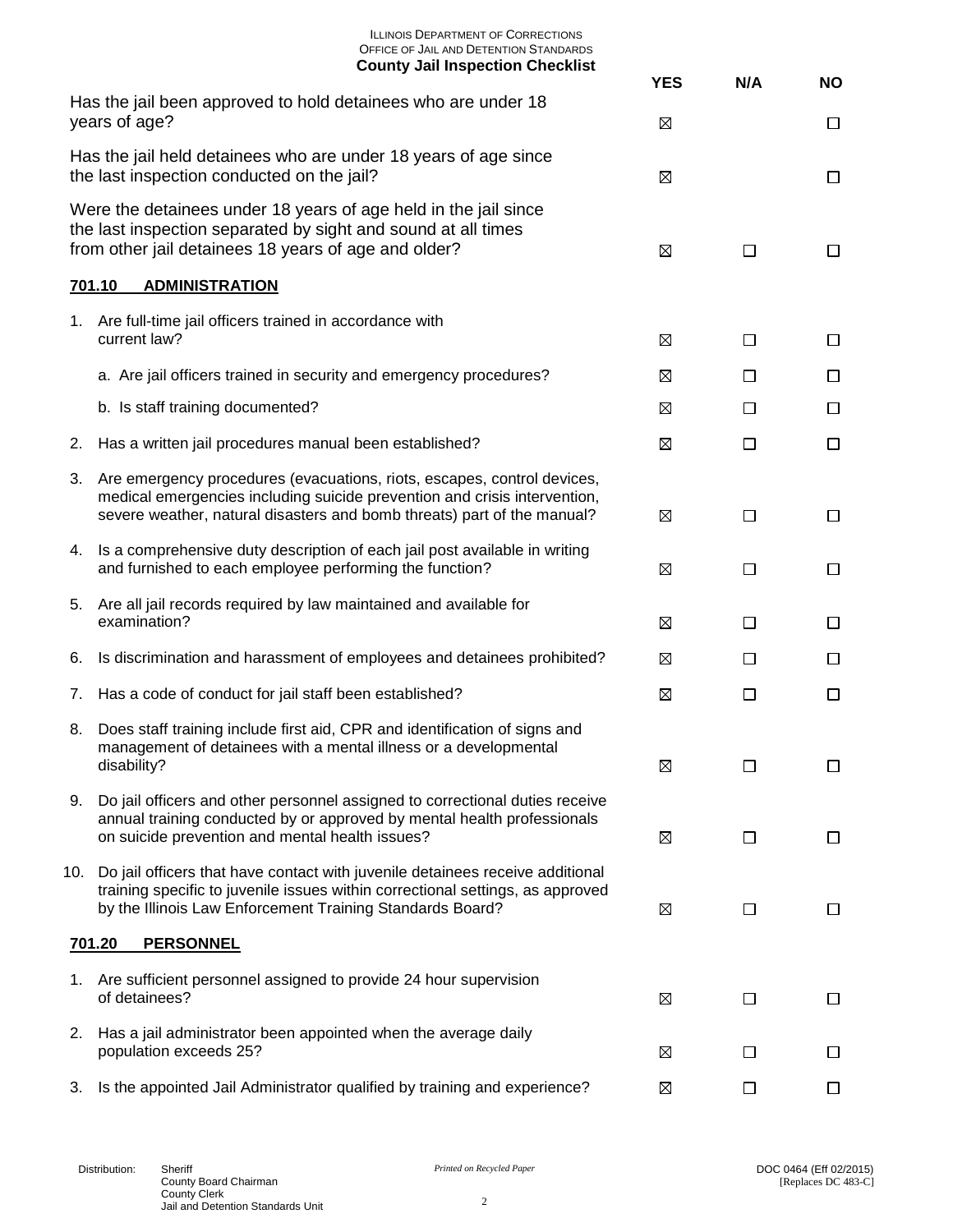ILLINOIS DEPARTMENT OF CORRECTIONS
OFFICE OF JAIL AND DETENTION STANDARDS
**County Jail Inspection Checklist**

| | | YES | N/A | NO |
|---|---|---|---|---|
| | Has the jail been approved to hold detainees who are under 18 years of age? | ☒ | | ☐ |
| | Has the jail held detainees who are under 18 years of age since the last inspection conducted on the jail? | ☒ | | ☐ |
| | Were the detainees under 18 years of age held in the jail since the last inspection separated by sight and sound at all times from other jail detainees 18 years of age and older? | ☒ | ☐ | ☐ |
| **701.10** | **ADMINISTRATION** | | | |
| 1. | Are full-time jail officers trained in accordance with current law? | ☒ | ☐ | ☐ |
| | a. Are jail officers trained in security and emergency procedures? | ☒ | ☐ | ☐ |
| | b. Is staff training documented? | ☒ | ☐ | ☐ |
| 2. | Has a written jail procedures manual been established? | ☒ | ☐ | ☐ |
| 3. | Are emergency procedures (evacuations, riots, escapes, control devices, medical emergencies including suicide prevention and crisis intervention, severe weather, natural disasters and bomb threats) part of the manual? | ☒ | ☐ | ☐ |
| 4. | Is a comprehensive duty description of each jail post available in writing and furnished to each employee performing the function? | ☒ | ☐ | ☐ |
| 5. | Are all jail records required by law maintained and available for examination? | ☒ | ☐ | ☐ |
| 6. | Is discrimination and harassment of employees and detainees prohibited? | ☒ | ☐ | ☐ |
| 7. | Has a code of conduct for jail staff been established? | ☒ | ☐ | ☐ |
| 8. | Does staff training include first aid, CPR and identification of signs and management of detainees with a mental illness or a developmental disability? | ☒ | ☐ | ☐ |
| 9. | Do jail officers and other personnel assigned to correctional duties receive annual training conducted by or approved by mental health professionals on suicide prevention and mental health issues? | ☒ | ☐ | ☐ |
| 10. | Do jail officers that have contact with juvenile detainees receive additional training specific to juvenile issues within correctional settings, as approved by the Illinois Law Enforcement Training Standards Board? | ☒ | ☐ | ☐ |
| **701.20** | **PERSONNEL** | | | |
| 1. | Are sufficient personnel assigned to provide 24 hour supervision of detainees? | ☒ | ☐ | ☐ |
| 2. | Has a jail administrator been appointed when the average daily population exceeds 25? | ☒ | ☐ | ☐ |
| 3. | Is the appointed Jail Administrator qualified by training and experience? | ☒ | ☐ | ☐ |

Distribution: Sheriff
County Board Chairman
County Clerk
Jail and Detention Standards Unit

*Printed on Recycled Paper*

DOC 0464 (Eff 02/2015)
[Replaces DC 483-C]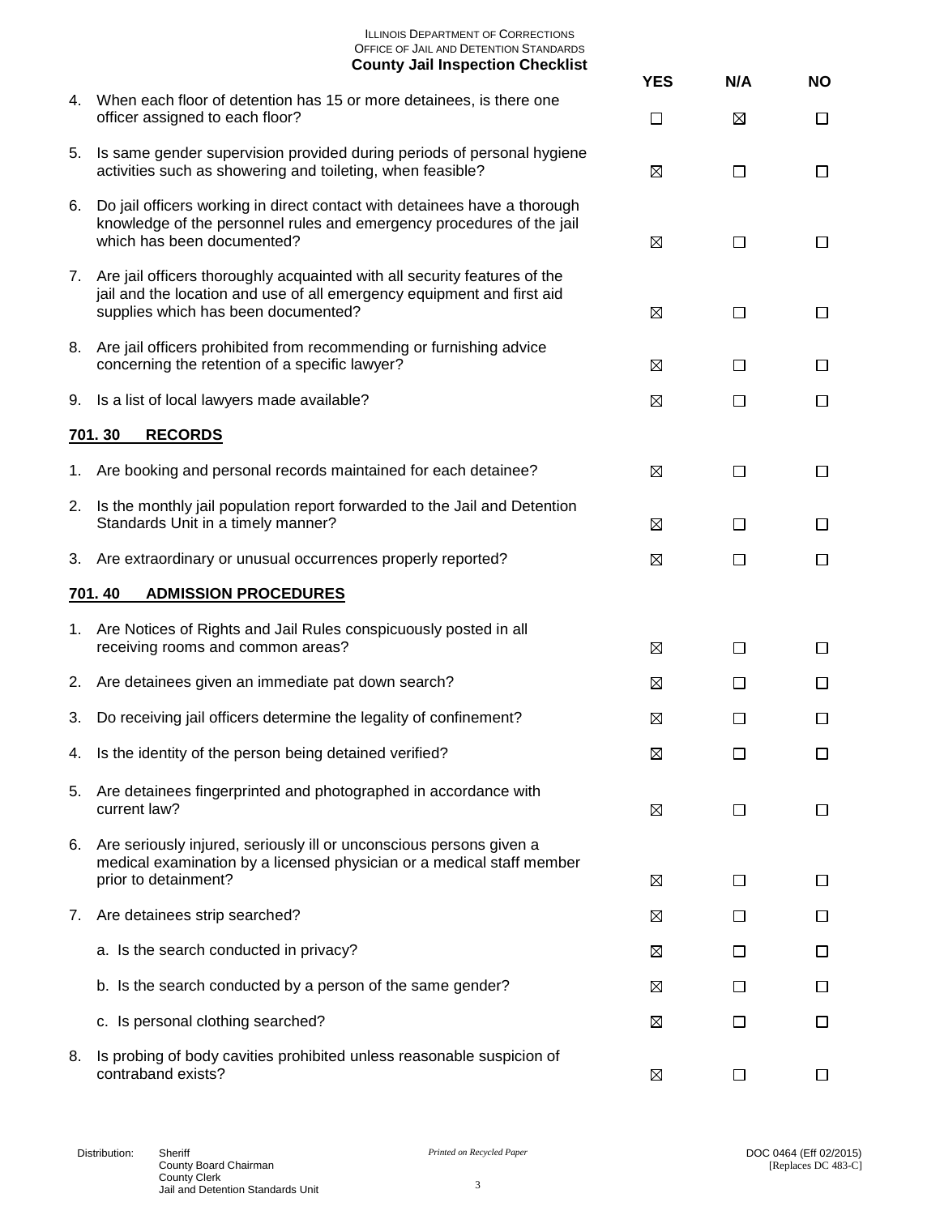ILLINOIS DEPARTMENT OF CORRECTIONS
OFFICE OF JAIL AND DETENTION STANDARDS
**County Jail Inspection Checklist**

| | | YES | N/A | NO |
|---|---|---|---|---|
| 4. | When each floor of detention has 15 or more detainees, is there one officer assigned to each floor? | ☐ | ☒ | ☐ |
| 5. | Is same gender supervision provided during periods of personal hygiene activities such as showering and toileting, when feasible? | ☒ | ☐ | ☐ |
| 6. | Do jail officers working in direct contact with detainees have a thorough knowledge of the personnel rules and emergency procedures of the jail which has been documented? | ☒ | ☐ | ☐ |
| 7. | Are jail officers thoroughly acquainted with all security features of the jail and the location and use of all emergency equipment and first aid supplies which has been documented? | ☒ | ☐ | ☐ |
| 8. | Are jail officers prohibited from recommending or furnishing advice concerning the retention of a specific lawyer? | ☒ | ☐ | ☐ |
| 9. | Is a list of local lawyers made available? | ☒ | ☐ | ☐ |

## 701. 30 RECORDS

| | | YES | N/A | NO |
|---|---|---|---|---|
| 1. | Are booking and personal records maintained for each detainee? | ☒ | ☐ | ☐ |
| 2. | Is the monthly jail population report forwarded to the Jail and Detention Standards Unit in a timely manner? | ☒ | ☐ | ☐ |
| 3. | Are extraordinary or unusual occurrences properly reported? | ☒ | ☐ | ☐ |

## 701. 40 ADMISSION PROCEDURES

| | | YES | N/A | NO |
|---|---|---|---|---|
| 1. | Are Notices of Rights and Jail Rules conspicuously posted in all receiving rooms and common areas? | ☒ | ☐ | ☐ |
| 2. | Are detainees given an immediate pat down search? | ☒ | ☐ | ☐ |
| 3. | Do receiving jail officers determine the legality of confinement? | ☒ | ☐ | ☐ |
| 4. | Is the identity of the person being detained verified? | ☒ | ☐ | ☐ |
| 5. | Are detainees fingerprinted and photographed in accordance with current law? | ☒ | ☐ | ☐ |
| 6. | Are seriously injured, seriously ill or unconscious persons given a medical examination by a licensed physician or a medical staff member prior to detainment? | ☒ | ☐ | ☐ |
| 7. | Are detainees strip searched? | ☒ | ☐ | ☐ |
| | a. Is the search conducted in privacy? | ☒ | ☐ | ☐ |
| | b. Is the search conducted by a person of the same gender? | ☒ | ☐ | ☐ |
| | c. Is personal clothing searched? | ☒ | ☐ | ☐ |
| 8. | Is probing of body cavities prohibited unless reasonable suspicion of contraband exists? | ☒ | ☐ | ☐ |

Distribution: Sheriff
County Board Chairman
County Clerk
Jail and Detention Standards Unit

*Printed on Recycled Paper*

DOC 0464 (Eff 02/2015)
[Replaces DC 483-C]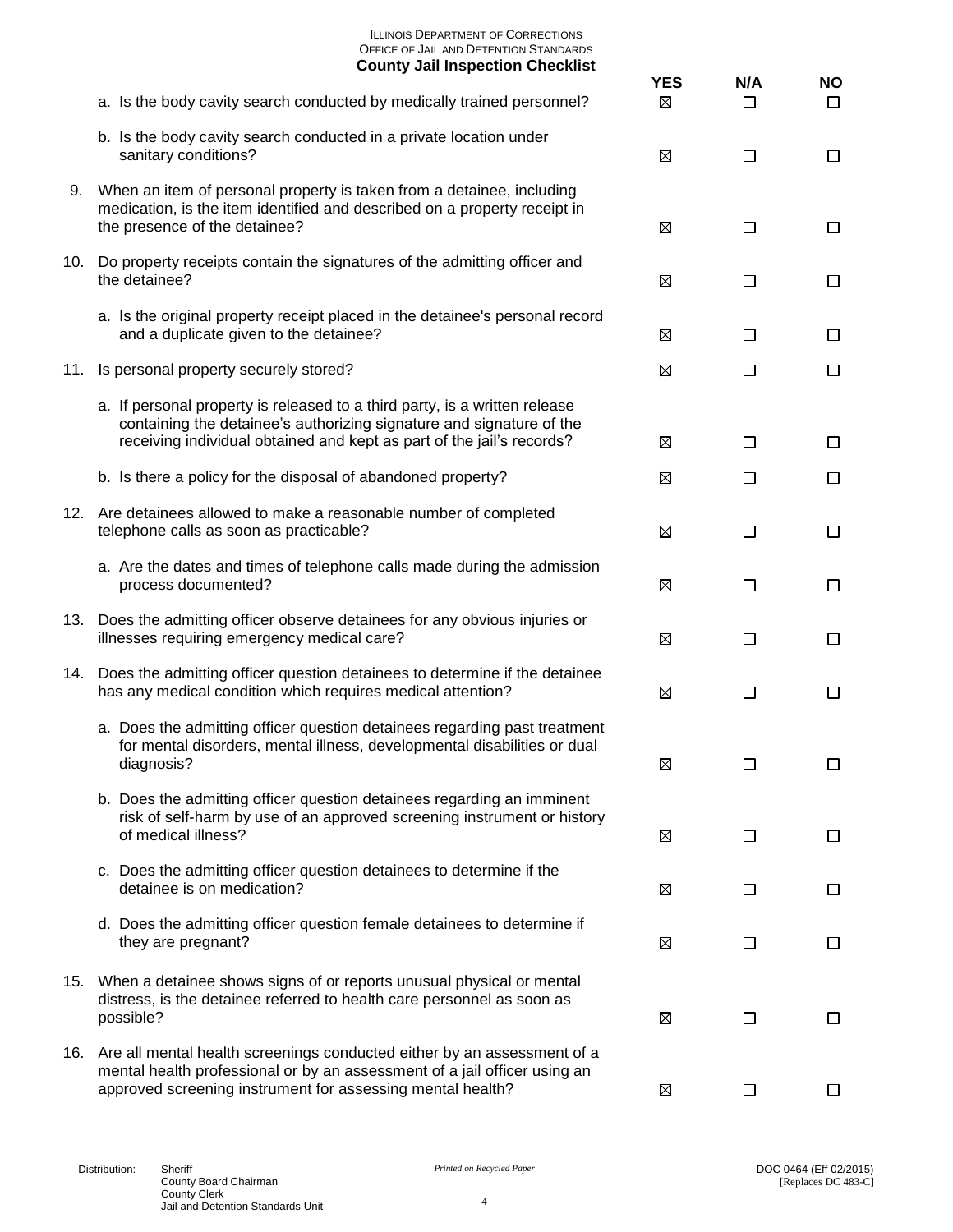ILLINOIS DEPARTMENT OF CORRECTIONS
OFFICE OF JAIL AND DETENTION STANDARDS
**County Jail Inspection Checklist**

| | | YES | N/A | NO |
|---|---|---|---|---|
| | a. Is the body cavity search conducted by medically trained personnel? | ☒ | ☐ | ☐ |
| | b. Is the body cavity search conducted in a private location under sanitary conditions? | ☒ | ☐ | ☐ |
| 9. | When an item of personal property is taken from a detainee, including medication, is the item identified and described on a property receipt in the presence of the detainee? | ☒ | ☐ | ☐ |
| 10. | Do property receipts contain the signatures of the admitting officer and the detainee? | ☒ | ☐ | ☐ |
| | a. Is the original property receipt placed in the detainee's personal record and a duplicate given to the detainee? | ☒ | ☐ | ☐ |
| 11. | Is personal property securely stored? | ☒ | ☐ | ☐ |
| | a. If personal property is released to a third party, is a written release containing the detainee's authorizing signature and signature of the receiving individual obtained and kept as part of the jail's records? | ☒ | ☐ | ☐ |
| | b. Is there a policy for the disposal of abandoned property? | ☒ | ☐ | ☐ |
| 12. | Are detainees allowed to make a reasonable number of completed telephone calls as soon as practicable? | ☒ | ☐ | ☐ |
| | a. Are the dates and times of telephone calls made during the admission process documented? | ☒ | ☐ | ☐ |
| 13. | Does the admitting officer observe detainees for any obvious injuries or illnesses requiring emergency medical care? | ☒ | ☐ | ☐ |
| 14. | Does the admitting officer question detainees to determine if the detainee has any medical condition which requires medical attention? | ☒ | ☐ | ☐ |
| | a. Does the admitting officer question detainees regarding past treatment for mental disorders, mental illness, developmental disabilities or dual diagnosis? | ☒ | ☐ | ☐ |
| | b. Does the admitting officer question detainees regarding an imminent risk of self-harm by use of an approved screening instrument or history of medical illness? | ☒ | ☐ | ☐ |
| | c. Does the admitting officer question detainees to determine if the detainee is on medication? | ☒ | ☐ | ☐ |
| | d. Does the admitting officer question female detainees to determine if they are pregnant? | ☒ | ☐ | ☐ |
| 15. | When a detainee shows signs of or reports unusual physical or mental distress, is the detainee referred to health care personnel as soon as possible? | ☒ | ☐ | ☐ |
| 16. | Are all mental health screenings conducted either by an assessment of a mental health professional or by an assessment of a jail officer using an approved screening instrument for assessing mental health? | ☒ | ☐ | ☐ |

Distribution: Sheriff
County Board Chairman
County Clerk
Jail and Detention Standards Unit

*Printed on Recycled Paper*

DOC 0464 (Eff 02/2015)
[Replaces DC 483-C]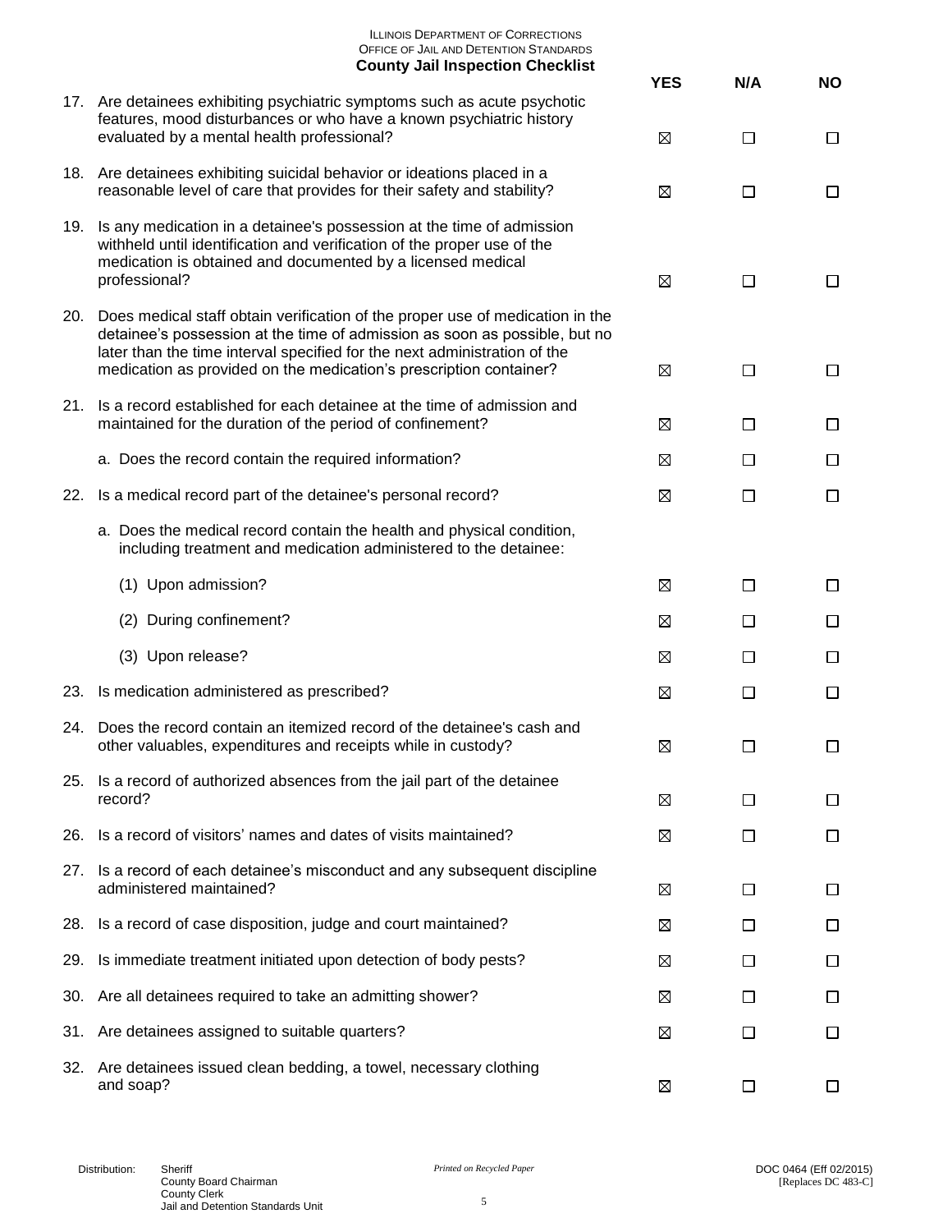ILLINOIS DEPARTMENT OF CORRECTIONS
OFFICE OF JAIL AND DETENTION STANDARDS
**County Jail Inspection Checklist**

| | | YES | N/A | NO |
|---|---|---|---|---|
| 17. | Are detainees exhibiting psychiatric symptoms such as acute psychotic features, mood disturbances or who have a known psychiatric history evaluated by a mental health professional? | ☒ | ☐ | ☐ |
| 18. | Are detainees exhibiting suicidal behavior or ideations placed in a reasonable level of care that provides for their safety and stability? | ☒ | ☐ | ☐ |
| 19. | Is any medication in a detainee's possession at the time of admission withheld until identification and verification of the proper use of the medication is obtained and documented by a licensed medical professional? | ☒ | ☐ | ☐ |
| 20. | Does medical staff obtain verification of the proper use of medication in the detainee's possession at the time of admission as soon as possible, but no later than the time interval specified for the next administration of the medication as provided on the medication's prescription container? | ☒ | ☐ | ☐ |
| 21. | Is a record established for each detainee at the time of admission and maintained for the duration of the period of confinement? | ☒ | ☐ | ☐ |
| | a. Does the record contain the required information? | ☒ | ☐ | ☐ |
| 22. | Is a medical record part of the detainee's personal record? | ☒ | ☐ | ☐ |
| | a. Does the medical record contain the health and physical condition, including treatment and medication administered to the detainee: | | | |
| | (1) Upon admission? | ☒ | ☐ | ☐ |
| | (2) During confinement? | ☒ | ☐ | ☐ |
| | (3) Upon release? | ☒ | ☐ | ☐ |
| 23. | Is medication administered as prescribed? | ☒ | ☐ | ☐ |
| 24. | Does the record contain an itemized record of the detainee's cash and other valuables, expenditures and receipts while in custody? | ☒ | ☐ | ☐ |
| 25. | Is a record of authorized absences from the jail part of the detainee record? | ☒ | ☐ | ☐ |
| 26. | Is a record of visitors' names and dates of visits maintained? | ☒ | ☐ | ☐ |
| 27. | Is a record of each detainee's misconduct and any subsequent discipline administered maintained? | ☒ | ☐ | ☐ |
| 28. | Is a record of case disposition, judge and court maintained? | ☒ | ☐ | ☐ |
| 29. | Is immediate treatment initiated upon detection of body pests? | ☒ | ☐ | ☐ |
| 30. | Are all detainees required to take an admitting shower? | ☒ | ☐ | ☐ |
| 31. | Are detainees assigned to suitable quarters? | ☒ | ☐ | ☐ |
| 32. | Are detainees issued clean bedding, a towel, necessary clothing and soap? | ☒ | ☐ | ☐ |

Distribution: Sheriff
County Board Chairman
County Clerk
Jail and Detention Standards Unit

*Printed on Recycled Paper*

DOC 0464 (Eff 02/2015)
[Replaces DC 483-C]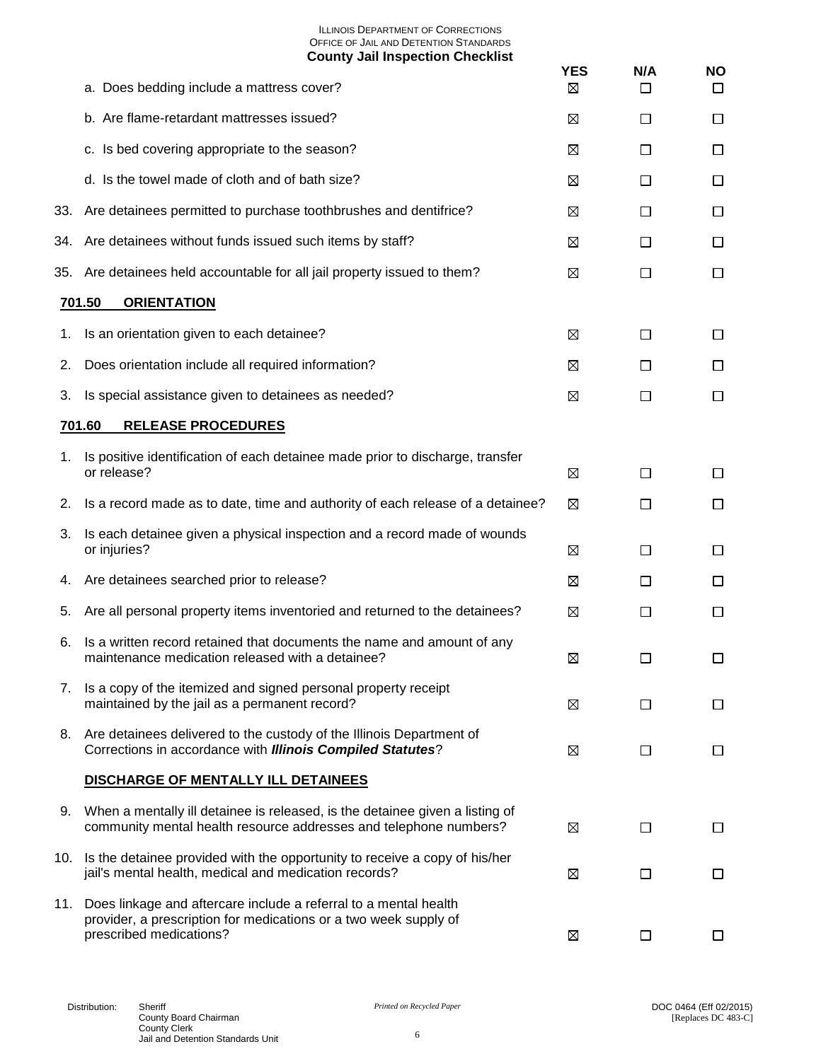ILLINOIS DEPARTMENT OF CORRECTIONS
OFFICE OF JAIL AND DETENTION STANDARDS
**County Jail Inspection Checklist**

| | | YES | N/A | NO |
|---|---|---|---|---|
| | a. Does bedding include a mattress cover? | ☒ | ☐ | ☐ |
| | b. Are flame-retardant mattresses issued? | ☒ | ☐ | ☐ |
| | c. Is bed covering appropriate to the season? | ☒ | ☐ | ☐ |
| | d. Is the towel made of cloth and of bath size? | ☒ | ☐ | ☐ |
| 33. | Are detainees permitted to purchase toothbrushes and dentifrice? | ☒ | ☐ | ☐ |
| 34. | Are detainees without funds issued such items by staff? | ☒ | ☐ | ☐ |
| 35. | Are detainees held accountable for all jail property issued to them? | ☒ | ☐ | ☐ |

**701.50 ORIENTATION**

| | | YES | N/A | NO |
|---|---|---|---|---|
| 1. | Is an orientation given to each detainee? | ☒ | ☐ | ☐ |
| 2. | Does orientation include all required information? | ☒ | ☐ | ☐ |
| 3. | Is special assistance given to detainees as needed? | ☒ | ☐ | ☐ |

**701.60 RELEASE PROCEDURES**

| | | YES | N/A | NO |
|---|---|---|---|---|
| 1. | Is positive identification of each detainee made prior to discharge, transfer or release? | ☒ | ☐ | ☐ |
| 2. | Is a record made as to date, time and authority of each release of a detainee? | ☒ | ☐ | ☐ |
| 3. | Is each detainee given a physical inspection and a record made of wounds or injuries? | ☒ | ☐ | ☐ |
| 4. | Are detainees searched prior to release? | ☒ | ☐ | ☐ |
| 5. | Are all personal property items inventoried and returned to the detainees? | ☒ | ☐ | ☐ |
| 6. | Is a written record retained that documents the name and amount of any maintenance medication released with a detainee? | ☒ | ☐ | ☐ |
| 7. | Is a copy of the itemized and signed personal property receipt maintained by the jail as a permanent record? | ☒ | ☐ | ☐ |
| 8. | Are detainees delivered to the custody of the Illinois Department of Corrections in accordance with ***Illinois Compiled Statutes***? | ☒ | ☐ | ☐ |

**DISCHARGE OF MENTALLY ILL DETAINEES**

| | | YES | N/A | NO |
|---|---|---|---|---|
| 9. | When a mentally ill detainee is released, is the detainee given a listing of community mental health resource addresses and telephone numbers? | ☒ | ☐ | ☐ |
| 10. | Is the detainee provided with the opportunity to receive a copy of his/her jail's mental health, medical and medication records? | ☒ | ☐ | ☐ |
| 11. | Does linkage and aftercare include a referral to a mental health provider, a prescription for medications or a two week supply of prescribed medications? | ☒ | ☐ | ☐ |

Distribution: Sheriff
County Board Chairman
County Clerk
Jail and Detention Standards Unit

*Printed on Recycled Paper*

DOC 0464 (Eff 02/2015)
[Replaces DC 483-C]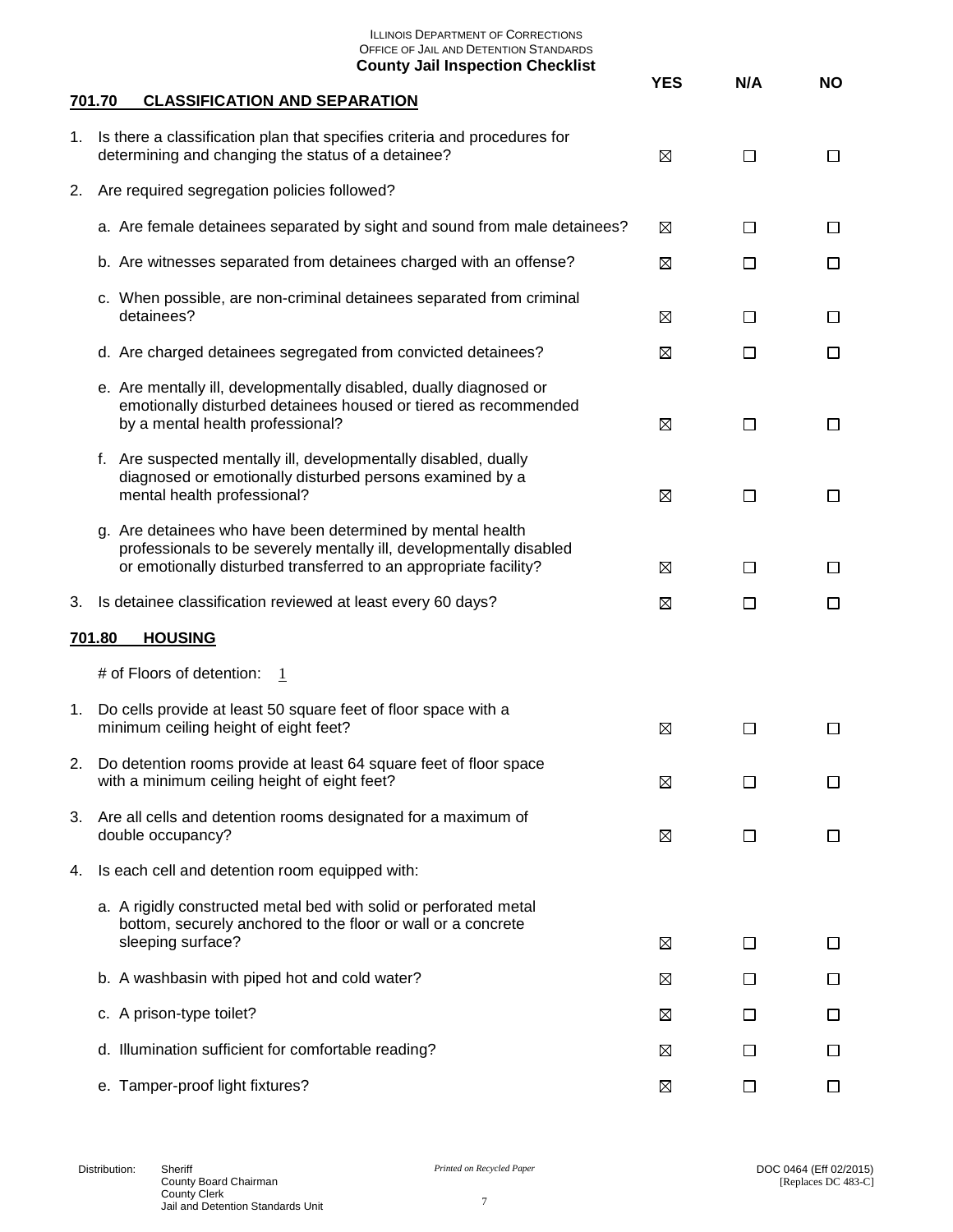ILLINOIS DEPARTMENT OF CORRECTIONS
OFFICE OF JAIL AND DETENTION STANDARDS
**County Jail Inspection Checklist**

## 701.70 CLASSIFICATION AND SEPARATION

| | YES | N/A | NO |
|---|---|---|---|
| 1. Is there a classification plan that specifies criteria and procedures for determining and changing the status of a detainee? | ☒ | ☐ | ☐ |
| 2. Are required segregation policies followed? | | | |
| a. Are female detainees separated by sight and sound from male detainees? | ☒ | ☐ | ☐ |
| b. Are witnesses separated from detainees charged with an offense? | ☒ | ☐ | ☐ |
| c. When possible, are non-criminal detainees separated from criminal detainees? | ☒ | ☐ | ☐ |
| d. Are charged detainees segregated from convicted detainees? | ☒ | ☐ | ☐ |
| e. Are mentally ill, developmentally disabled, dually diagnosed or emotionally disturbed detainees housed or tiered as recommended by a mental health professional? | ☒ | ☐ | ☐ |
| f. Are suspected mentally ill, developmentally disabled, dually diagnosed or emotionally disturbed persons examined by a mental health professional? | ☒ | ☐ | ☐ |
| g. Are detainees who have been determined by mental health professionals to be severely mentally ill, developmentally disabled or emotionally disturbed transferred to an appropriate facility? | ☒ | ☐ | ☐ |
| 3. Is detainee classification reviewed at least every 60 days? | ☒ | ☐ | ☐ |

## 701.80 HOUSING

\# of Floors of detention: 1

| | YES | N/A | NO |
|---|---|---|---|
| 1. Do cells provide at least 50 square feet of floor space with a minimum ceiling height of eight feet? | ☒ | ☐ | ☐ |
| 2. Do detention rooms provide at least 64 square feet of floor space with a minimum ceiling height of eight feet? | ☒ | ☐ | ☐ |
| 3. Are all cells and detention rooms designated for a maximum of double occupancy? | ☒ | ☐ | ☐ |
| 4. Is each cell and detention room equipped with: | | | |
| a. A rigidly constructed metal bed with solid or perforated metal bottom, securely anchored to the floor or wall or a concrete sleeping surface? | ☒ | ☐ | ☐ |
| b. A washbasin with piped hot and cold water? | ☒ | ☐ | ☐ |
| c. A prison-type toilet? | ☒ | ☐ | ☐ |
| d. Illumination sufficient for comfortable reading? | ☒ | ☐ | ☐ |
| e. Tamper-proof light fixtures? | ☒ | ☐ | ☐ |

Distribution: Sheriff
County Board Chairman
County Clerk
Jail and Detention Standards Unit

*Printed on Recycled Paper*

DOC 0464 (Eff 02/2015)
[Replaces DC 483-C]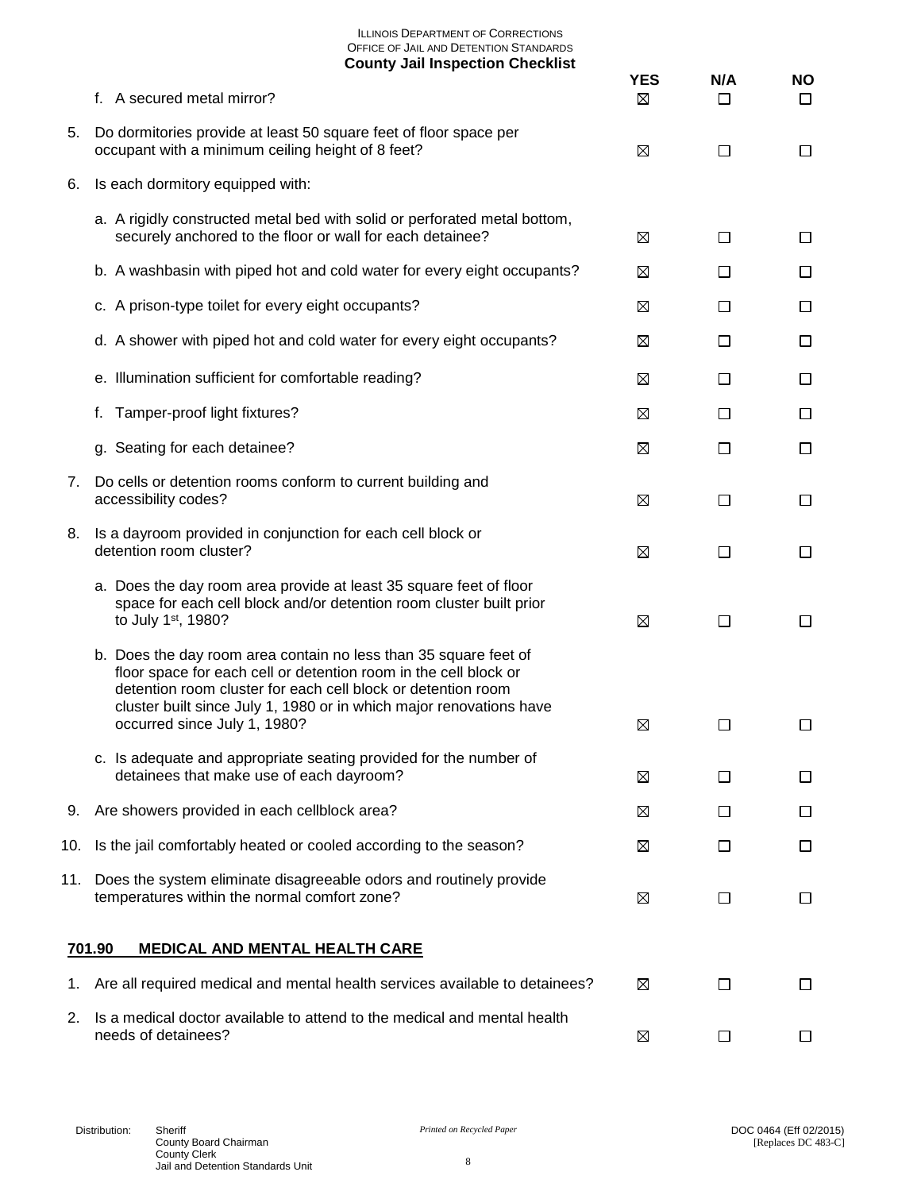| | | YES | N/A | NO |
|---|---|---|---|---|
| | f. A secured metal mirror? | ☒ | ☐ | ☐ |
| 5. | Do dormitories provide at least 50 square feet of floor space per occupant with a minimum ceiling height of 8 feet? | ☒ | ☐ | ☐ |
| 6. | Is each dormitory equipped with: | | | |
| | a. A rigidly constructed metal bed with solid or perforated metal bottom, securely anchored to the floor or wall for each detainee? | ☒ | ☐ | ☐ |
| | b. A washbasin with piped hot and cold water for every eight occupants? | ☒ | ☐ | ☐ |
| | c. A prison-type toilet for every eight occupants? | ☒ | ☐ | ☐ |
| | d. A shower with piped hot and cold water for every eight occupants? | ☒ | ☐ | ☐ |
| | e. Illumination sufficient for comfortable reading? | ☒ | ☐ | ☐ |
| | f. Tamper-proof light fixtures? | ☒ | ☐ | ☐ |
| | g. Seating for each detainee? | ☒ | ☐ | ☐ |
| 7. | Do cells or detention rooms conform to current building and accessibility codes? | ☒ | ☐ | ☐ |
| 8. | Is a dayroom provided in conjunction for each cell block or detention room cluster? | ☒ | ☐ | ☐ |
| | a. Does the day room area provide at least 35 square feet of floor space for each cell block and/or detention room cluster built prior to July 1st, 1980? | ☒ | ☐ | ☐ |
| | b. Does the day room area contain no less than 35 square feet of floor space for each cell or detention room in the cell block or detention room cluster for each cell block or detention room cluster built since July 1, 1980 or in which major renovations have occurred since July 1, 1980? | ☒ | ☐ | ☐ |
| | c. Is adequate and appropriate seating provided for the number of detainees that make use of each dayroom? | ☒ | ☐ | ☐ |
| 9. | Are showers provided in each cellblock area? | ☒ | ☐ | ☐ |
| 10. | Is the jail comfortably heated or cooled according to the season? | ☒ | ☐ | ☐ |
| 11. | Does the system eliminate disagreeable odors and routinely provide temperatures within the normal comfort zone? | ☒ | ☐ | ☐ |

## 701.90 MEDICAL AND MENTAL HEALTH CARE

| | | YES | N/A | NO |
|---|---|---|---|---|
| 1. | Are all required medical and mental health services available to detainees? | ☒ | ☐ | ☐ |
| 2. | Is a medical doctor available to attend to the medical and mental health needs of detainees? | ☒ | ☐ | ☐ |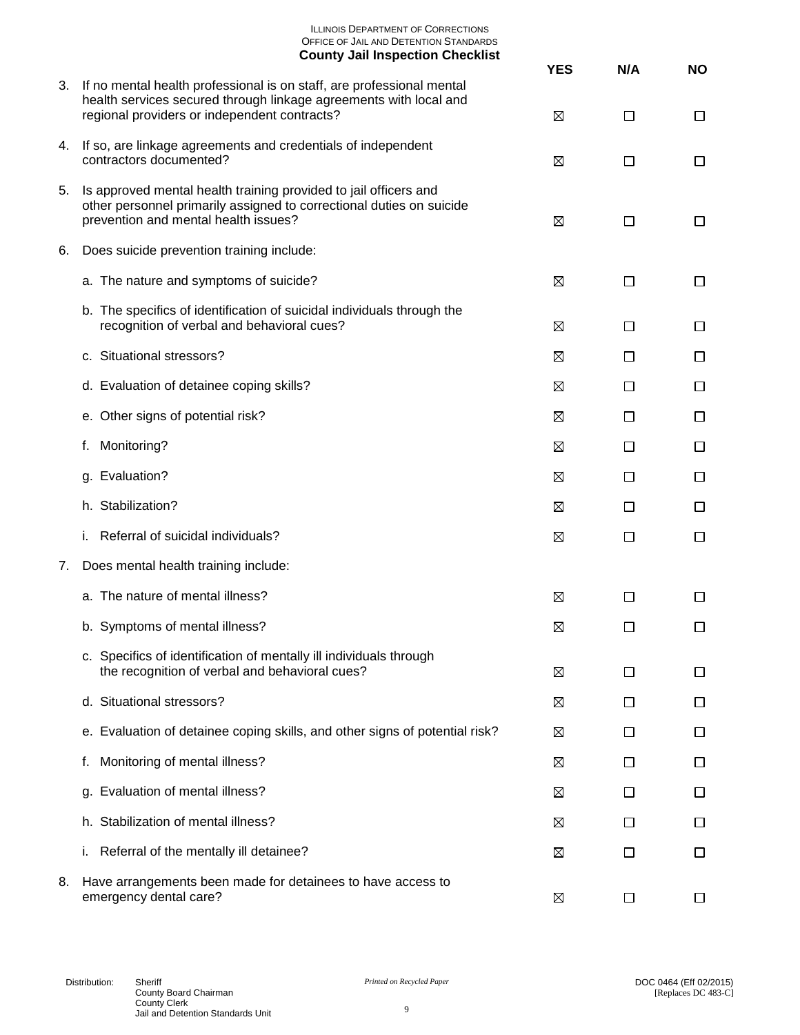ILLINOIS DEPARTMENT OF CORRECTIONS
OFFICE OF JAIL AND DETENTION STANDARDS
**County Jail Inspection Checklist**

| | | YES | N/A | NO |
|---|---|---|---|---|
| 3. | If no mental health professional is on staff, are professional mental health services secured through linkage agreements with local and regional providers or independent contracts? | ☒ | ☐ | ☐ |
| 4. | If so, are linkage agreements and credentials of independent contractors documented? | ☒ | ☐ | ☐ |
| 5. | Is approved mental health training provided to jail officers and other personnel primarily assigned to correctional duties on suicide prevention and mental health issues? | ☒ | ☐ | ☐ |
| 6. | Does suicide prevention training include: | | | |
| | a. The nature and symptoms of suicide? | ☒ | ☐ | ☐ |
| | b. The specifics of identification of suicidal individuals through the recognition of verbal and behavioral cues? | ☒ | ☐ | ☐ |
| | c. Situational stressors? | ☒ | ☐ | ☐ |
| | d. Evaluation of detainee coping skills? | ☒ | ☐ | ☐ |
| | e. Other signs of potential risk? | ☒ | ☐ | ☐ |
| | f. Monitoring? | ☒ | ☐ | ☐ |
| | g. Evaluation? | ☒ | ☐ | ☐ |
| | h. Stabilization? | ☒ | ☐ | ☐ |
| | i. Referral of suicidal individuals? | ☒ | ☐ | ☐ |
| 7. | Does mental health training include: | | | |
| | a. The nature of mental illness? | ☒ | ☐ | ☐ |
| | b. Symptoms of mental illness? | ☒ | ☐ | ☐ |
| | c. Specifics of identification of mentally ill individuals through the recognition of verbal and behavioral cues? | ☒ | ☐ | ☐ |
| | d. Situational stressors? | ☒ | ☐ | ☐ |
| | e. Evaluation of detainee coping skills, and other signs of potential risk? | ☒ | ☐ | ☐ |
| | f. Monitoring of mental illness? | ☒ | ☐ | ☐ |
| | g. Evaluation of mental illness? | ☒ | ☐ | ☐ |
| | h. Stabilization of mental illness? | ☒ | ☐ | ☐ |
| | i. Referral of the mentally ill detainee? | ☒ | ☐ | ☐ |
| 8. | Have arrangements been made for detainees to have access to emergency dental care? | ☒ | ☐ | ☐ |

Distribution: Sheriff
County Board Chairman
County Clerk
Jail and Detention Standards Unit

*Printed on Recycled Paper*

DOC 0464 (Eff 02/2015)
[Replaces DC 483-C]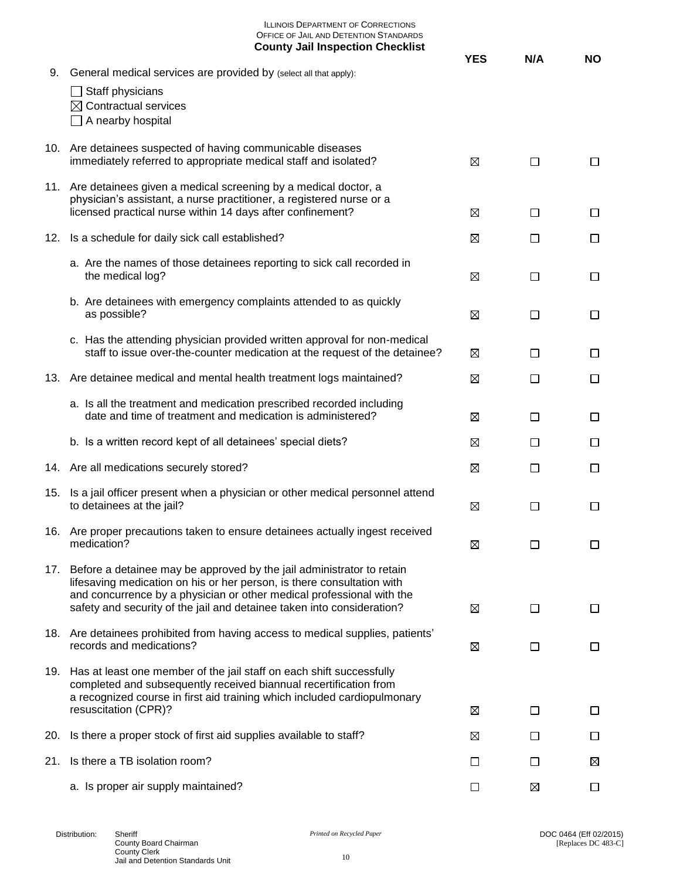ILLINOIS DEPARTMENT OF CORRECTIONS
OFFICE OF JAIL AND DETENTION STANDARDS
**County Jail Inspection Checklist**

| | | YES | N/A | NO |
|---|---|---|---|---|
| 9. | General medical services are provided by (select all that apply):<br>☐ Staff physicians<br>☒ Contractual services<br>☐ A nearby hospital | | | |
| 10. | Are detainees suspected of having communicable diseases immediately referred to appropriate medical staff and isolated? | ☒ | ☐ | ☐ |
| 11. | Are detainees given a medical screening by a medical doctor, a physician's assistant, a nurse practitioner, a registered nurse or a licensed practical nurse within 14 days after confinement? | ☒ | ☐ | ☐ |
| 12. | Is a schedule for daily sick call established? | ☒ | ☐ | ☐ |
| | a. Are the names of those detainees reporting to sick call recorded in the medical log? | ☒ | ☐ | ☐ |
| | b. Are detainees with emergency complaints attended to as quickly as possible? | ☒ | ☐ | ☐ |
| | c. Has the attending physician provided written approval for non-medical staff to issue over-the-counter medication at the request of the detainee? | ☒ | ☐ | ☐ |
| 13. | Are detainee medical and mental health treatment logs maintained? | ☒ | ☐ | ☐ |
| | a. Is all the treatment and medication prescribed recorded including date and time of treatment and medication is administered? | ☒ | ☐ | ☐ |
| | b. Is a written record kept of all detainees' special diets? | ☒ | ☐ | ☐ |
| 14. | Are all medications securely stored? | ☒ | ☐ | ☐ |
| 15. | Is a jail officer present when a physician or other medical personnel attend to detainees at the jail? | ☒ | ☐ | ☐ |
| 16. | Are proper precautions taken to ensure detainees actually ingest received medication? | ☒ | ☐ | ☐ |
| 17. | Before a detainee may be approved by the jail administrator to retain lifesaving medication on his or her person, is there consultation with and concurrence by a physician or other medical professional with the safety and security of the jail and detainee taken into consideration? | ☒ | ☐ | ☐ |
| 18. | Are detainees prohibited from having access to medical supplies, patients' records and medications? | ☒ | ☐ | ☐ |
| 19. | Has at least one member of the jail staff on each shift successfully completed and subsequently received biannual recertification from a recognized course in first aid training which included cardiopulmonary resuscitation (CPR)? | ☒ | ☐ | ☐ |
| 20. | Is there a proper stock of first aid supplies available to staff? | ☒ | ☐ | ☐ |
| 21. | Is there a TB isolation room? | ☐ | ☐ | ☒ |
| | a. Is proper air supply maintained? | ☐ | ☒ | ☐ |

Distribution: Sheriff
County Board Chairman
County Clerk
Jail and Detention Standards Unit

*Printed on Recycled Paper*

DOC 0464 (Eff 02/2015)
[Replaces DC 483-C]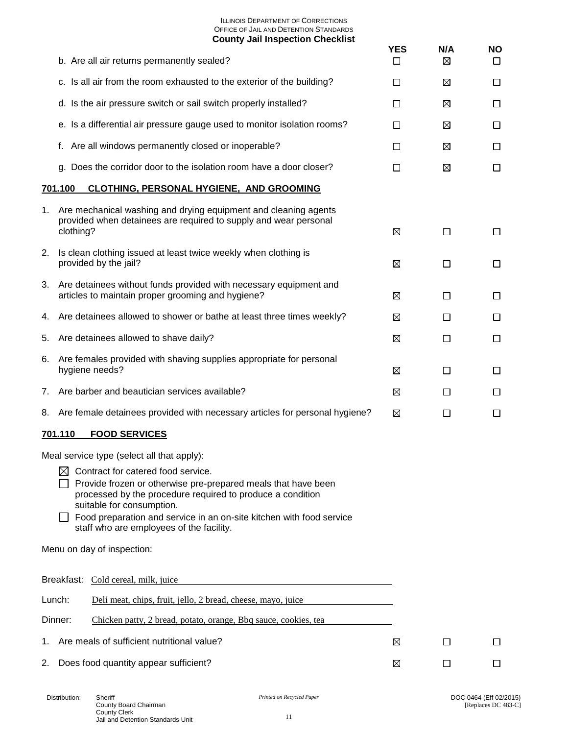| | YES | N/A | NO |
|---|---|---|---|
| b. Are all air returns permanently sealed? | ☐ | ☒ | ☐ |
| c. Is all air from the room exhausted to the exterior of the building? | ☐ | ☒ | ☐ |
| d. Is the air pressure switch or sail switch properly installed? | ☐ | ☒ | ☐ |
| e. Is a differential air pressure gauge used to monitor isolation rooms? | ☐ | ☒ | ☐ |
| f. Are all windows permanently closed or inoperable? | ☐ | ☒ | ☐ |
| g. Does the corridor door to the isolation room have a door closer? | ☐ | ☒ | ☐ |

## 701.100 CLOTHING, PERSONAL HYGIENE, AND GROOMING

| | YES | N/A | NO |
|---|---|---|---|
| 1. Are mechanical washing and drying equipment and cleaning agents provided when detainees are required to supply and wear personal clothing? | ☒ | ☐ | ☐ |
| 2. Is clean clothing issued at least twice weekly when clothing is provided by the jail? | ☒ | ☐ | ☐ |
| 3. Are detainees without funds provided with necessary equipment and articles to maintain proper grooming and hygiene? | ☒ | ☐ | ☐ |
| 4. Are detainees allowed to shower or bathe at least three times weekly? | ☒ | ☐ | ☐ |
| 5. Are detainees allowed to shave daily? | ☒ | ☐ | ☐ |
| 6. Are females provided with shaving supplies appropriate for personal hygiene needs? | ☒ | ☐ | ☐ |
| 7. Are barber and beautician services available? | ☒ | ☐ | ☐ |
| 8. Are female detainees provided with necessary articles for personal hygiene? | ☒ | ☐ | ☐ |

## 701.110 FOOD SERVICES

Meal service type (select all that apply):

- ☒ Contract for catered food service.
- ☐ Provide frozen or otherwise pre-prepared meals that have been processed by the procedure required to produce a condition suitable for consumption.
- ☐ Food preparation and service in an on-site kitchen with food service staff who are employees of the facility.

Menu on day of inspection:

Breakfast: Cold cereal, milk, juice

Lunch: Deli meat, chips, fruit, jello, 2 bread, cheese, mayo, juice

Dinner: Chicken patty, 2 bread, potato, orange, Bbq sauce, cookies, tea

| | YES | N/A | NO |
|---|---|---|---|
| 1. Are meals of sufficient nutritional value? | ☒ | ☐ | ☐ |
| 2. Does food quantity appear sufficient? | ☒ | ☐ | ☐ |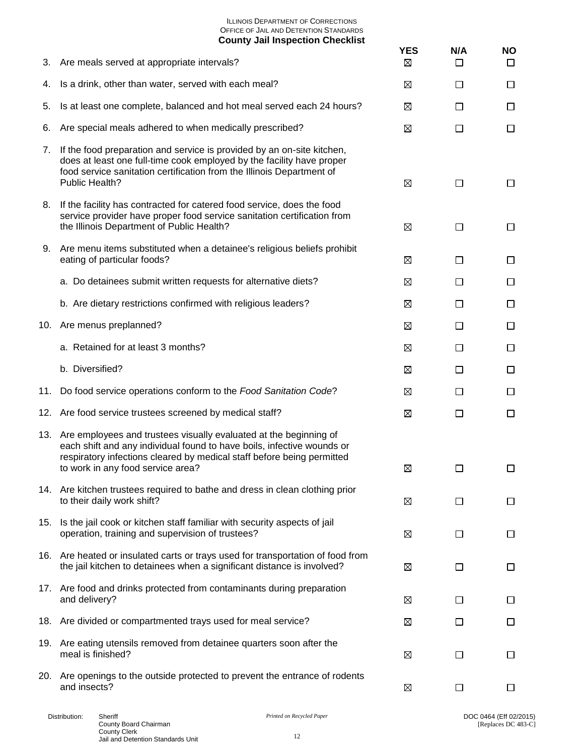ILLINOIS DEPARTMENT OF CORRECTIONS
OFFICE OF JAIL AND DETENTION STANDARDS

**County Jail Inspection Checklist**

| | | YES | N/A | NO |
|---|---|---|---|---|
| 3. | Are meals served at appropriate intervals? | ☒ | ☐ | ☐ |
| 4. | Is a drink, other than water, served with each meal? | ☒ | ☐ | ☐ |
| 5. | Is at least one complete, balanced and hot meal served each 24 hours? | ☒ | ☐ | ☐ |
| 6. | Are special meals adhered to when medically prescribed? | ☒ | ☐ | ☐ |
| 7. | If the food preparation and service is provided by an on-site kitchen, does at least one full-time cook employed by the facility have proper food service sanitation certification from the Illinois Department of Public Health? | ☒ | ☐ | ☐ |
| 8. | If the facility has contracted for catered food service, does the food service provider have proper food service sanitation certification from the Illinois Department of Public Health? | ☒ | ☐ | ☐ |
| 9. | Are menu items substituted when a detainee's religious beliefs prohibit eating of particular foods? | ☒ | ☐ | ☐ |
| | a. Do detainees submit written requests for alternative diets? | ☒ | ☐ | ☐ |
| | b. Are dietary restrictions confirmed with religious leaders? | ☒ | ☐ | ☐ |
| 10. | Are menus preplanned? | ☒ | ☐ | ☐ |
| | a. Retained for at least 3 months? | ☒ | ☐ | ☐ |
| | b. Diversified? | ☒ | ☐ | ☐ |
| 11. | Do food service operations conform to the *Food Sanitation Code*? | ☒ | ☐ | ☐ |
| 12. | Are food service trustees screened by medical staff? | ☒ | ☐ | ☐ |
| 13. | Are employees and trustees visually evaluated at the beginning of each shift and any individual found to have boils, infective wounds or respiratory infections cleared by medical staff before being permitted to work in any food service area? | ☒ | ☐ | ☐ |
| 14. | Are kitchen trustees required to bathe and dress in clean clothing prior to their daily work shift? | ☒ | ☐ | ☐ |
| 15. | Is the jail cook or kitchen staff familiar with security aspects of jail operation, training and supervision of trustees? | ☒ | ☐ | ☐ |
| 16. | Are heated or insulated carts or trays used for transportation of food from the jail kitchen to detainees when a significant distance is involved? | ☒ | ☐ | ☐ |
| 17. | Are food and drinks protected from contaminants during preparation and delivery? | ☒ | ☐ | ☐ |
| 18. | Are divided or compartmented trays used for meal service? | ☒ | ☐ | ☐ |
| 19. | Are eating utensils removed from detainee quarters soon after the meal is finished? | ☒ | ☐ | ☐ |
| 20. | Are openings to the outside protected to prevent the entrance of rodents and insects? | ☒ | ☐ | ☐ |

Distribution: Sheriff
County Board Chairman
County Clerk
Jail and Detention Standards Unit

*Printed on Recycled Paper*

DOC 0464 (Eff 02/2015)
[Replaces DC 483-C]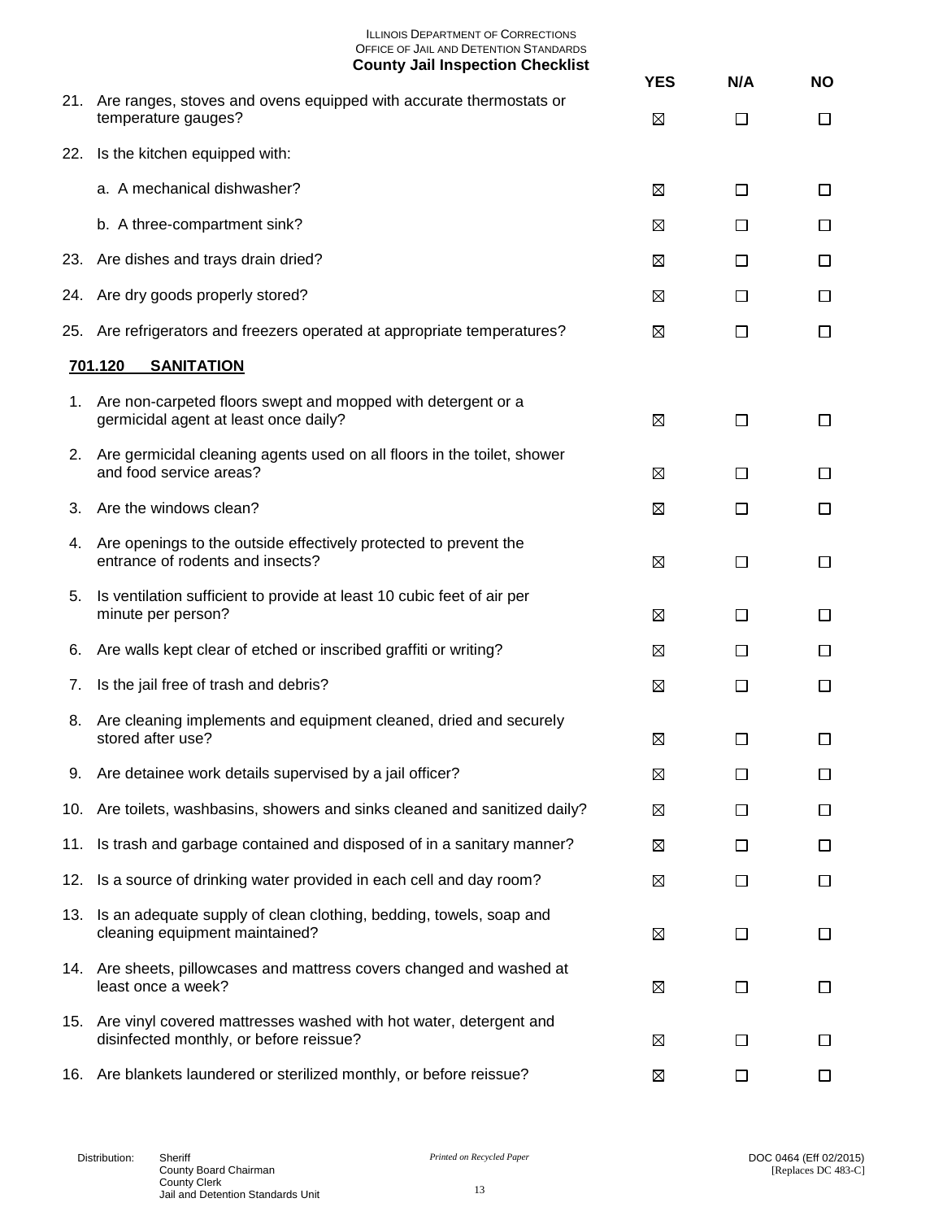ILLINOIS DEPARTMENT OF CORRECTIONS
OFFICE OF JAIL AND DETENTION STANDARDS
**County Jail Inspection Checklist**

| | | YES | N/A | NO |
|---|---|---|---|---|
| 21. | Are ranges, stoves and ovens equipped with accurate thermostats or temperature gauges? | ☒ | ☐ | ☐ |
| 22. | Is the kitchen equipped with: | | | |
| | a. A mechanical dishwasher? | ☒ | ☐ | ☐ |
| | b. A three-compartment sink? | ☒ | ☐ | ☐ |
| 23. | Are dishes and trays drain dried? | ☒ | ☐ | ☐ |
| 24. | Are dry goods properly stored? | ☒ | ☐ | ☐ |
| 25. | Are refrigerators and freezers operated at appropriate temperatures? | ☒ | ☐ | ☐ |

**701.120 SANITATION**

| | | YES | N/A | NO |
|---|---|---|---|---|
| 1. | Are non-carpeted floors swept and mopped with detergent or a germicidal agent at least once daily? | ☒ | ☐ | ☐ |
| 2. | Are germicidal cleaning agents used on all floors in the toilet, shower and food service areas? | ☒ | ☐ | ☐ |
| 3. | Are the windows clean? | ☒ | ☐ | ☐ |
| 4. | Are openings to the outside effectively protected to prevent the entrance of rodents and insects? | ☒ | ☐ | ☐ |
| 5. | Is ventilation sufficient to provide at least 10 cubic feet of air per minute per person? | ☒ | ☐ | ☐ |
| 6. | Are walls kept clear of etched or inscribed graffiti or writing? | ☒ | ☐ | ☐ |
| 7. | Is the jail free of trash and debris? | ☒ | ☐ | ☐ |
| 8. | Are cleaning implements and equipment cleaned, dried and securely stored after use? | ☒ | ☐ | ☐ |
| 9. | Are detainee work details supervised by a jail officer? | ☒ | ☐ | ☐ |
| 10. | Are toilets, washbasins, showers and sinks cleaned and sanitized daily? | ☒ | ☐ | ☐ |
| 11. | Is trash and garbage contained and disposed of in a sanitary manner? | ☒ | ☐ | ☐ |
| 12. | Is a source of drinking water provided in each cell and day room? | ☒ | ☐ | ☐ |
| 13. | Is an adequate supply of clean clothing, bedding, towels, soap and cleaning equipment maintained? | ☒ | ☐ | ☐ |
| 14. | Are sheets, pillowcases and mattress covers changed and washed at least once a week? | ☒ | ☐ | ☐ |
| 15. | Are vinyl covered mattresses washed with hot water, detergent and disinfected monthly, or before reissue? | ☒ | ☐ | ☐ |
| 16. | Are blankets laundered or sterilized monthly, or before reissue? | ☒ | ☐ | ☐ |

Distribution: Sheriff
County Board Chairman
County Clerk
Jail and Detention Standards Unit

*Printed on Recycled Paper*

DOC 0464 (Eff 02/2015)
[Replaces DC 483-C]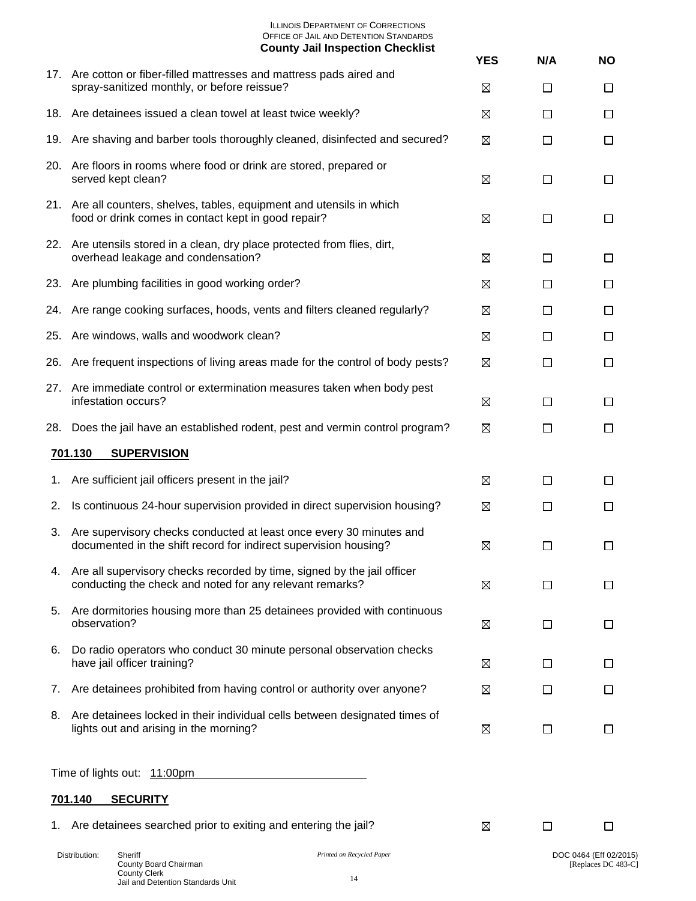| | YES | N/A | NO |
|---|---|---|---|
| 17. Are cotton or fiber-filled mattresses and mattress pads aired and spray-sanitized monthly, or before reissue? | ☒ | ☐ | ☐ |
| 18. Are detainees issued a clean towel at least twice weekly? | ☒ | ☐ | ☐ |
| 19. Are shaving and barber tools thoroughly cleaned, disinfected and secured? | ☒ | ☐ | ☐ |
| 20. Are floors in rooms where food or drink are stored, prepared or served kept clean? | ☒ | ☐ | ☐ |
| 21. Are all counters, shelves, tables, equipment and utensils in which food or drink comes in contact kept in good repair? | ☒ | ☐ | ☐ |
| 22. Are utensils stored in a clean, dry place protected from flies, dirt, overhead leakage and condensation? | ☒ | ☐ | ☐ |
| 23. Are plumbing facilities in good working order? | ☒ | ☐ | ☐ |
| 24. Are range cooking surfaces, hoods, vents and filters cleaned regularly? | ☒ | ☐ | ☐ |
| 25. Are windows, walls and woodwork clean? | ☒ | ☐ | ☐ |
| 26. Are frequent inspections of living areas made for the control of body pests? | ☒ | ☐ | ☐ |
| 27. Are immediate control or extermination measures taken when body pest infestation occurs? | ☒ | ☐ | ☐ |
| 28. Does the jail have an established rodent, pest and vermin control program? | ☒ | ☐ | ☐ |

## 701.130 SUPERVISION

| | YES | N/A | NO |
|---|---|---|---|
| 1. Are sufficient jail officers present in the jail? | ☒ | ☐ | ☐ |
| 2. Is continuous 24-hour supervision provided in direct supervision housing? | ☒ | ☐ | ☐ |
| 3. Are supervisory checks conducted at least once every 30 minutes and documented in the shift record for indirect supervision housing? | ☒ | ☐ | ☐ |
| 4. Are all supervisory checks recorded by time, signed by the jail officer conducting the check and noted for any relevant remarks? | ☒ | ☐ | ☐ |
| 5. Are dormitories housing more than 25 detainees provided with continuous observation? | ☒ | ☐ | ☐ |
| 6. Do radio operators who conduct 30 minute personal observation checks have jail officer training? | ☒ | ☐ | ☐ |
| 7. Are detainees prohibited from having control or authority over anyone? | ☒ | ☐ | ☐ |
| 8. Are detainees locked in their individual cells between designated times of lights out and arising in the morning? | ☒ | ☐ | ☐ |

Time of lights out: 11:00pm

## 701.140 SECURITY

| | YES | N/A | NO |
|---|---|---|---|
| 1. Are detainees searched prior to exiting and entering the jail? | ☒ | ☐ | ☐ |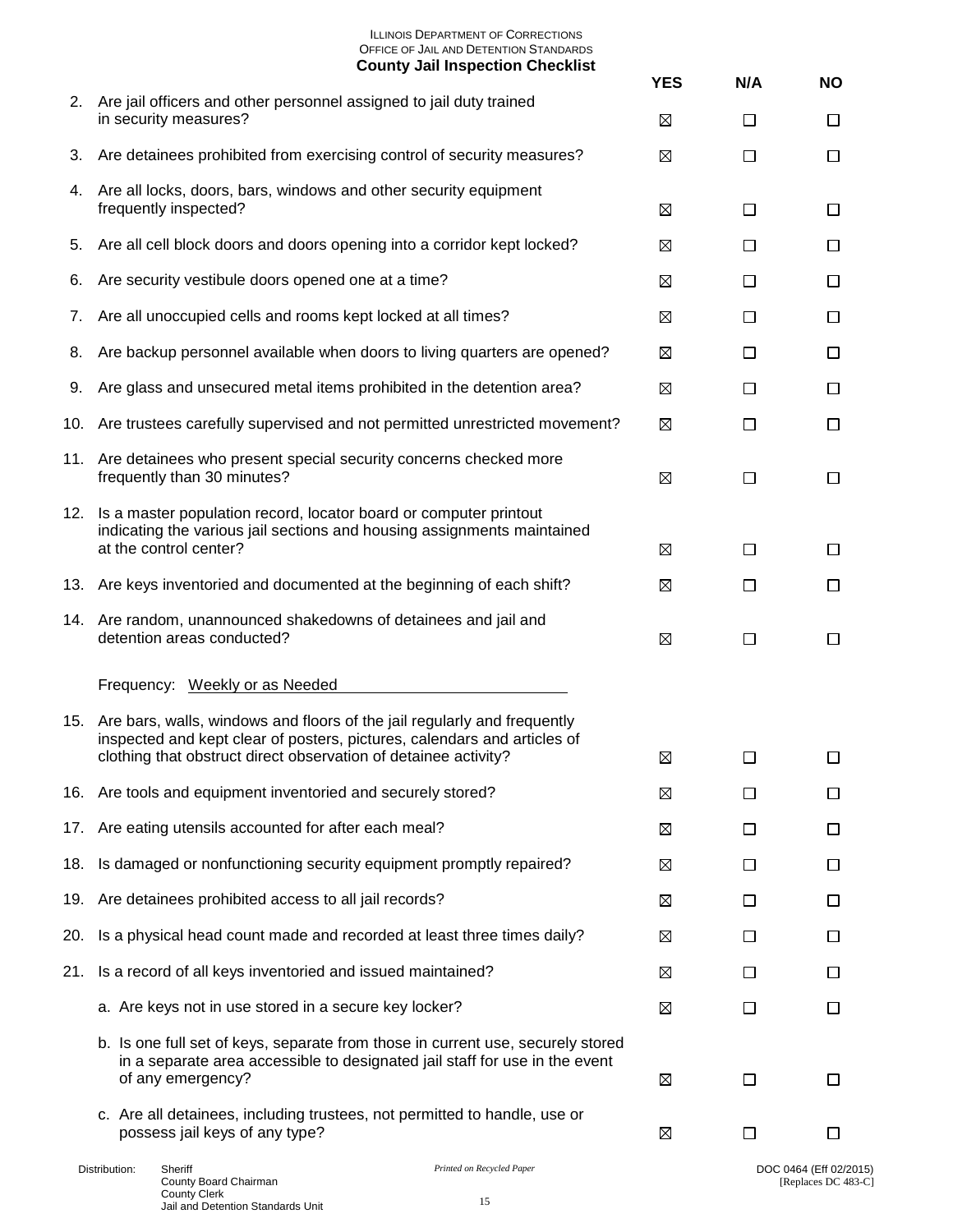ILLINOIS DEPARTMENT OF CORRECTIONS
OFFICE OF JAIL AND DETENTION STANDARDS
**County Jail Inspection Checklist**

| | | YES | N/A | NO |
|---|---|---|---|---|
| 2. | Are jail officers and other personnel assigned to jail duty trained in security measures? | ☒ | ☐ | ☐ |
| 3. | Are detainees prohibited from exercising control of security measures? | ☒ | ☐ | ☐ |
| 4. | Are all locks, doors, bars, windows and other security equipment frequently inspected? | ☒ | ☐ | ☐ |
| 5. | Are all cell block doors and doors opening into a corridor kept locked? | ☒ | ☐ | ☐ |
| 6. | Are security vestibule doors opened one at a time? | ☒ | ☐ | ☐ |
| 7. | Are all unoccupied cells and rooms kept locked at all times? | ☒ | ☐ | ☐ |
| 8. | Are backup personnel available when doors to living quarters are opened? | ☒ | ☐ | ☐ |
| 9. | Are glass and unsecured metal items prohibited in the detention area? | ☒ | ☐ | ☐ |
| 10. | Are trustees carefully supervised and not permitted unrestricted movement? | ☒ | ☐ | ☐ |
| 11. | Are detainees who present special security concerns checked more frequently than 30 minutes? | ☒ | ☐ | ☐ |
| 12. | Is a master population record, locator board or computer printout indicating the various jail sections and housing assignments maintained at the control center? | ☒ | ☐ | ☐ |
| 13. | Are keys inventoried and documented at the beginning of each shift? | ☒ | ☐ | ☐ |
| 14. | Are random, unannounced shakedowns of detainees and jail and detention areas conducted? | ☒ | ☐ | ☐ |
| | Frequency: Weekly or as Needed | | | |
| 15. | Are bars, walls, windows and floors of the jail regularly and frequently inspected and kept clear of posters, pictures, calendars and articles of clothing that obstruct direct observation of detainee activity? | ☒ | ☐ | ☐ |
| 16. | Are tools and equipment inventoried and securely stored? | ☒ | ☐ | ☐ |
| 17. | Are eating utensils accounted for after each meal? | ☒ | ☐ | ☐ |
| 18. | Is damaged or nonfunctioning security equipment promptly repaired? | ☒ | ☐ | ☐ |
| 19. | Are detainees prohibited access to all jail records? | ☒ | ☐ | ☐ |
| 20. | Is a physical head count made and recorded at least three times daily? | ☒ | ☐ | ☐ |
| 21. | Is a record of all keys inventoried and issued maintained? | ☒ | ☐ | ☐ |
| | a. Are keys not in use stored in a secure key locker? | ☒ | ☐ | ☐ |
| | b. Is one full set of keys, separate from those in current use, securely stored in a separate area accessible to designated jail staff for use in the event of any emergency? | ☒ | ☐ | ☐ |
| | c. Are all detainees, including trustees, not permitted to handle, use or possess jail keys of any type? | ☒ | ☐ | ☐ |

Distribution: Sheriff
County Board Chairman
County Clerk
Jail and Detention Standards Unit

*Printed on Recycled Paper*

DOC 0464 (Eff 02/2015)
[Replaces DC 483-C]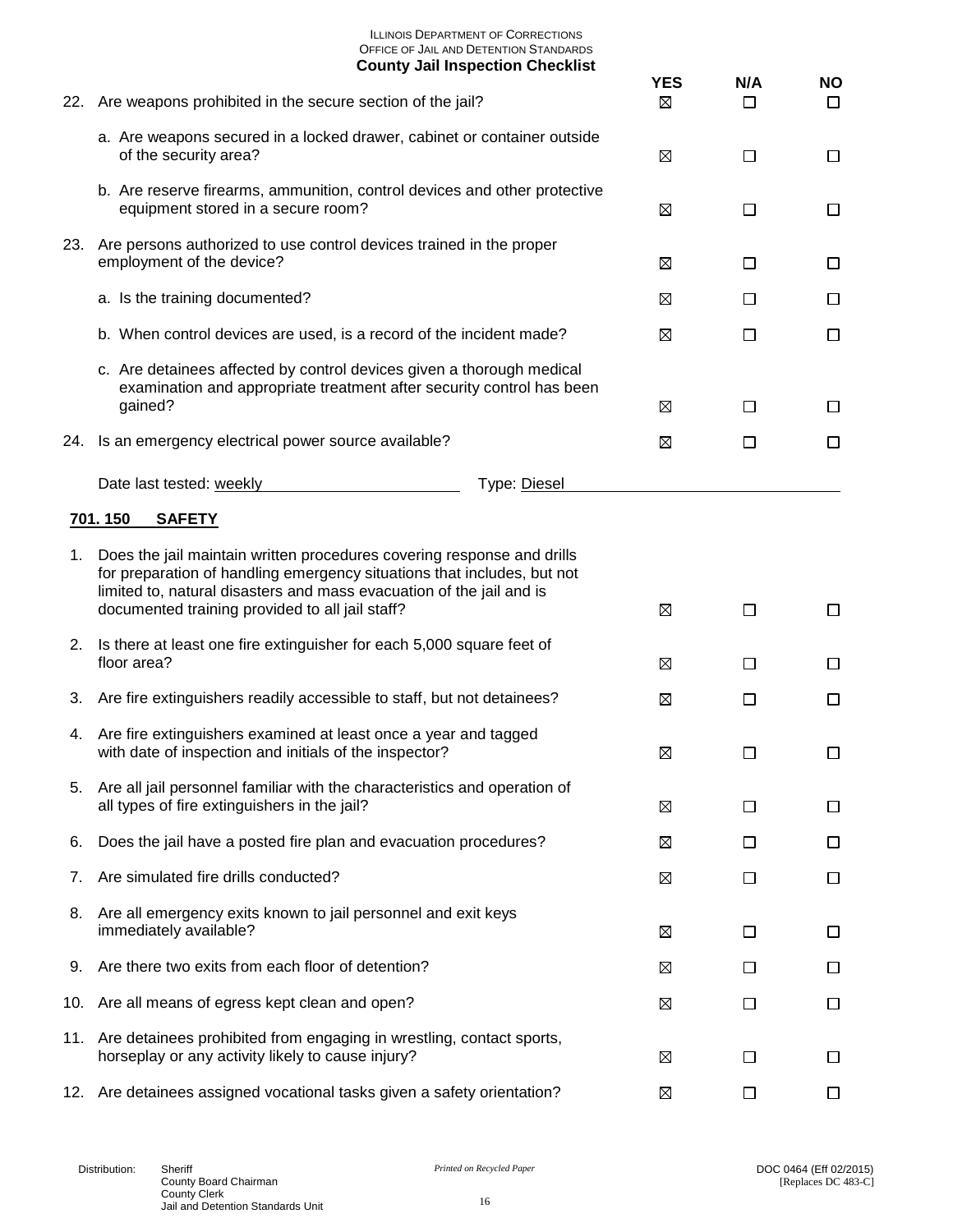ILLINOIS DEPARTMENT OF CORRECTIONS
OFFICE OF JAIL AND DETENTION STANDARDS
**County Jail Inspection Checklist**

| | | YES | N/A | NO |
|---|---|---|---|---|
| 22. | Are weapons prohibited in the secure section of the jail? | ☒ | ☐ | ☐ |
| | a. Are weapons secured in a locked drawer, cabinet or container outside of the security area? | ☒ | ☐ | ☐ |
| | b. Are reserve firearms, ammunition, control devices and other protective equipment stored in a secure room? | ☒ | ☐ | ☐ |
| 23. | Are persons authorized to use control devices trained in the proper employment of the device? | ☒ | ☐ | ☐ |
| | a. Is the training documented? | ☒ | ☐ | ☐ |
| | b. When control devices are used, is a record of the incident made? | ☒ | ☐ | ☐ |
| | c. Are detainees affected by control devices given a thorough medical examination and appropriate treatment after security control has been gained? | ☒ | ☐ | ☐ |
| 24. | Is an emergency electrical power source available? | ☒ | ☐ | ☐ |

Date last tested: weekly        Type: Diesel

**701. 150 SAFETY**

| | | YES | N/A | NO |
|---|---|---|---|---|
| 1. | Does the jail maintain written procedures covering response and drills for preparation of handling emergency situations that includes, but not limited to, natural disasters and mass evacuation of the jail and is documented training provided to all jail staff? | ☒ | ☐ | ☐ |
| 2. | Is there at least one fire extinguisher for each 5,000 square feet of floor area? | ☒ | ☐ | ☐ |
| 3. | Are fire extinguishers readily accessible to staff, but not detainees? | ☒ | ☐ | ☐ |
| 4. | Are fire extinguishers examined at least once a year and tagged with date of inspection and initials of the inspector? | ☒ | ☐ | ☐ |
| 5. | Are all jail personnel familiar with the characteristics and operation of all types of fire extinguishers in the jail? | ☒ | ☐ | ☐ |
| 6. | Does the jail have a posted fire plan and evacuation procedures? | ☒ | ☐ | ☐ |
| 7. | Are simulated fire drills conducted? | ☒ | ☐ | ☐ |
| 8. | Are all emergency exits known to jail personnel and exit keys immediately available? | ☒ | ☐ | ☐ |
| 9. | Are there two exits from each floor of detention? | ☒ | ☐ | ☐ |
| 10. | Are all means of egress kept clean and open? | ☒ | ☐ | ☐ |
| 11. | Are detainees prohibited from engaging in wrestling, contact sports, horseplay or any activity likely to cause injury? | ☒ | ☐ | ☐ |
| 12. | Are detainees assigned vocational tasks given a safety orientation? | ☒ | ☐ | ☐ |

Distribution: Sheriff
County Board Chairman
County Clerk
Jail and Detention Standards Unit

*Printed on Recycled Paper*

DOC 0464 (Eff 02/2015)
[Replaces DC 483-C]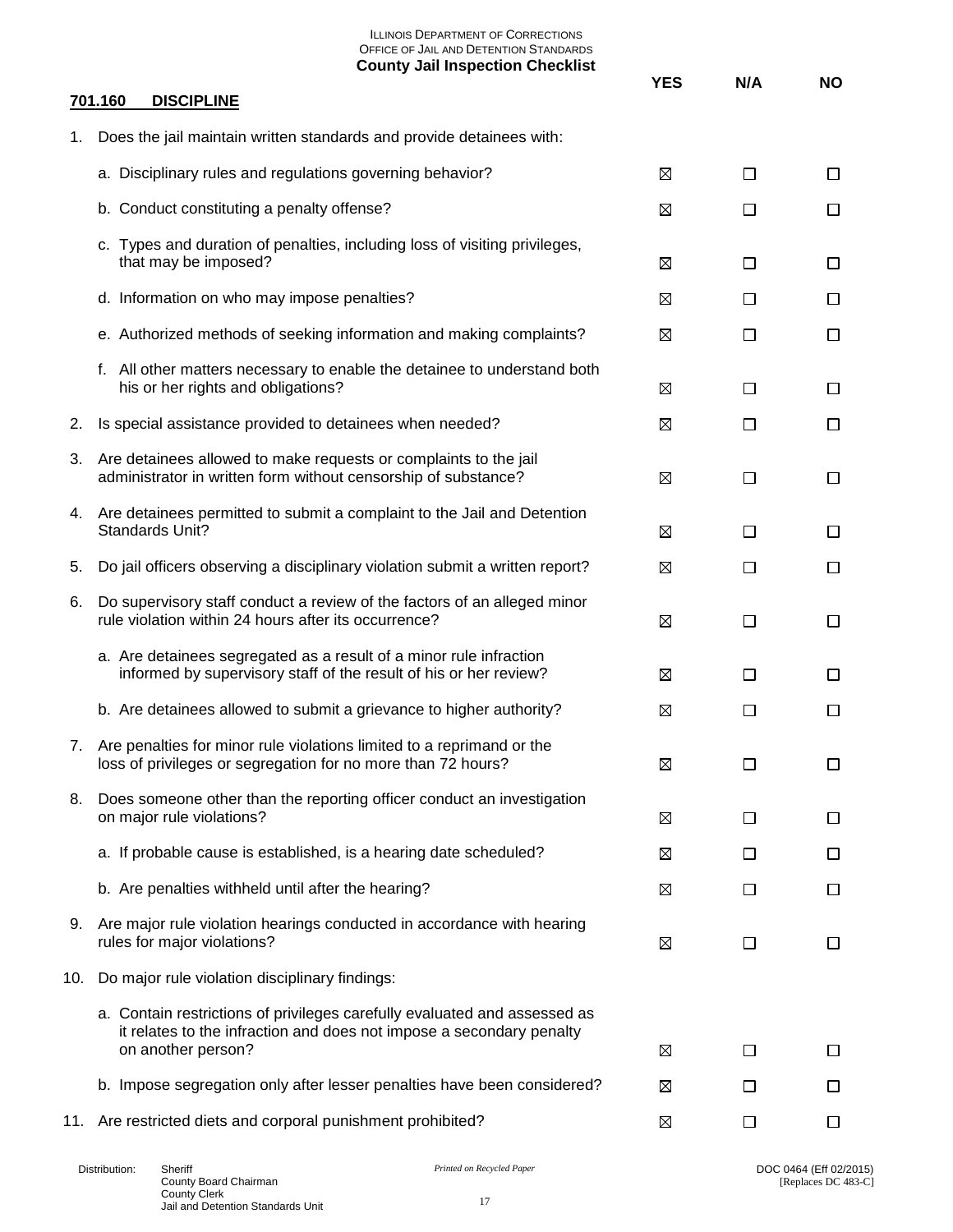ILLINOIS DEPARTMENT OF CORRECTIONS
OFFICE OF JAIL AND DETENTION STANDARDS
**County Jail Inspection Checklist**

## 701.160 DISCIPLINE

| | | YES | N/A | NO |
|---|---|---|---|---|
| 1. | Does the jail maintain written standards and provide detainees with: | | | |
| | a. Disciplinary rules and regulations governing behavior? | ☒ | ☐ | ☐ |
| | b. Conduct constituting a penalty offense? | ☒ | ☐ | ☐ |
| | c. Types and duration of penalties, including loss of visiting privileges, that may be imposed? | ☒ | ☐ | ☐ |
| | d. Information on who may impose penalties? | ☒ | ☐ | ☐ |
| | e. Authorized methods of seeking information and making complaints? | ☒ | ☐ | ☐ |
| | f. All other matters necessary to enable the detainee to understand both his or her rights and obligations? | ☒ | ☐ | ☐ |
| 2. | Is special assistance provided to detainees when needed? | ☒ | ☐ | ☐ |
| 3. | Are detainees allowed to make requests or complaints to the jail administrator in written form without censorship of substance? | ☒ | ☐ | ☐ |
| 4. | Are detainees permitted to submit a complaint to the Jail and Detention Standards Unit? | ☒ | ☐ | ☐ |
| 5. | Do jail officers observing a disciplinary violation submit a written report? | ☒ | ☐ | ☐ |
| 6. | Do supervisory staff conduct a review of the factors of an alleged minor rule violation within 24 hours after its occurrence? | ☒ | ☐ | ☐ |
| | a. Are detainees segregated as a result of a minor rule infraction informed by supervisory staff of the result of his or her review? | ☒ | ☐ | ☐ |
| | b. Are detainees allowed to submit a grievance to higher authority? | ☒ | ☐ | ☐ |
| 7. | Are penalties for minor rule violations limited to a reprimand or the loss of privileges or segregation for no more than 72 hours? | ☒ | ☐ | ☐ |
| 8. | Does someone other than the reporting officer conduct an investigation on major rule violations? | ☒ | ☐ | ☐ |
| | a. If probable cause is established, is a hearing date scheduled? | ☒ | ☐ | ☐ |
| | b. Are penalties withheld until after the hearing? | ☒ | ☐ | ☐ |
| 9. | Are major rule violation hearings conducted in accordance with hearing rules for major violations? | ☒ | ☐ | ☐ |
| 10. | Do major rule violation disciplinary findings: | | | |
| | a. Contain restrictions of privileges carefully evaluated and assessed as it relates to the infraction and does not impose a secondary penalty on another person? | ☒ | ☐ | ☐ |
| | b. Impose segregation only after lesser penalties have been considered? | ☒ | ☐ | ☐ |
| 11. | Are restricted diets and corporal punishment prohibited? | ☒ | ☐ | ☐ |

Distribution: Sheriff
County Board Chairman
County Clerk
Jail and Detention Standards Unit

*Printed on Recycled Paper*

DOC 0464 (Eff 02/2015)
[Replaces DC 483-C]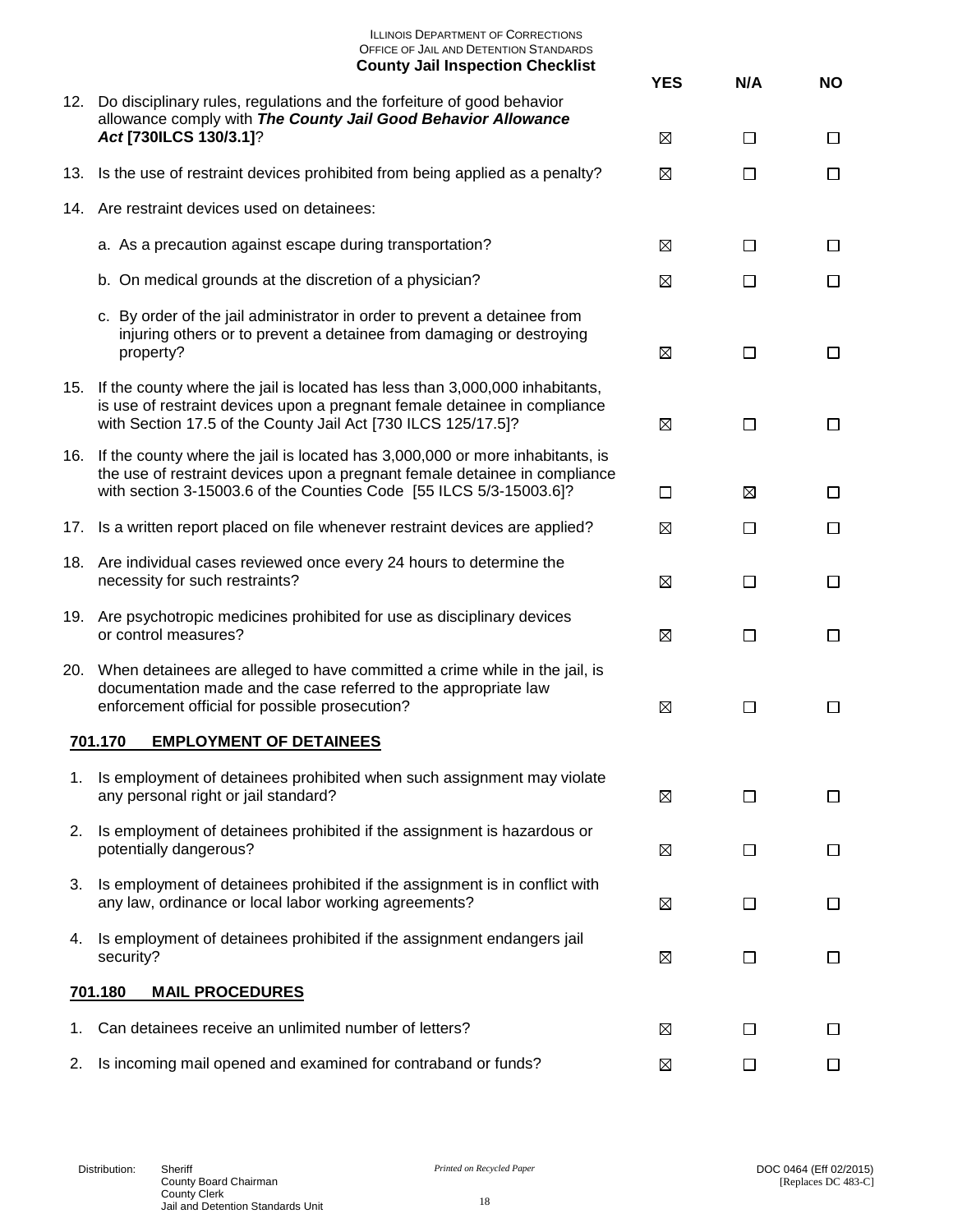ILLINOIS DEPARTMENT OF CORRECTIONS
OFFICE OF JAIL AND DETENTION STANDARDS
**County Jail Inspection Checklist**

| | | YES | N/A | NO |
|---|---|---|---|---|
| 12. | Do disciplinary rules, regulations and the forfeiture of good behavior allowance comply with ***The County Jail Good Behavior Allowance Act* [730ILCS 130/3.1]**? | ☒ | ☐ | ☐ |
| 13. | Is the use of restraint devices prohibited from being applied as a penalty? | ☒ | ☐ | ☐ |
| 14. | Are restraint devices used on detainees: | | | |
| | a. As a precaution against escape during transportation? | ☒ | ☐ | ☐ |
| | b. On medical grounds at the discretion of a physician? | ☒ | ☐ | ☐ |
| | c. By order of the jail administrator in order to prevent a detainee from injuring others or to prevent a detainee from damaging or destroying property? | ☒ | ☐ | ☐ |
| 15. | If the county where the jail is located has less than 3,000,000 inhabitants, is use of restraint devices upon a pregnant female detainee in compliance with Section 17.5 of the County Jail Act [730 ILCS 125/17.5]? | ☒ | ☐ | ☐ |
| 16. | If the county where the jail is located has 3,000,000 or more inhabitants, is the use of restraint devices upon a pregnant female detainee in compliance with section 3-15003.6 of the Counties Code [55 ILCS 5/3-15003.6]? | ☐ | ☒ | ☐ |
| 17. | Is a written report placed on file whenever restraint devices are applied? | ☒ | ☐ | ☐ |
| 18. | Are individual cases reviewed once every 24 hours to determine the necessity for such restraints? | ☒ | ☐ | ☐ |
| 19. | Are psychotropic medicines prohibited for use as disciplinary devices or control measures? | ☒ | ☐ | ☐ |
| 20. | When detainees are alleged to have committed a crime while in the jail, is documentation made and the case referred to the appropriate law enforcement official for possible prosecution? | ☒ | ☐ | ☐ |

**701.170 EMPLOYMENT OF DETAINEES**

| | | YES | N/A | NO |
|---|---|---|---|---|
| 1. | Is employment of detainees prohibited when such assignment may violate any personal right or jail standard? | ☒ | ☐ | ☐ |
| 2. | Is employment of detainees prohibited if the assignment is hazardous or potentially dangerous? | ☒ | ☐ | ☐ |
| 3. | Is employment of detainees prohibited if the assignment is in conflict with any law, ordinance or local labor working agreements? | ☒ | ☐ | ☐ |
| 4. | Is employment of detainees prohibited if the assignment endangers jail security? | ☒ | ☐ | ☐ |

**701.180 MAIL PROCEDURES**

| | | YES | N/A | NO |
|---|---|---|---|---|
| 1. | Can detainees receive an unlimited number of letters? | ☒ | ☐ | ☐ |
| 2. | Is incoming mail opened and examined for contraband or funds? | ☒ | ☐ | ☐ |

Distribution: Sheriff
County Board Chairman
County Clerk
Jail and Detention Standards Unit

*Printed on Recycled Paper*

DOC 0464 (Eff 02/2015)
[Replaces DC 483-C]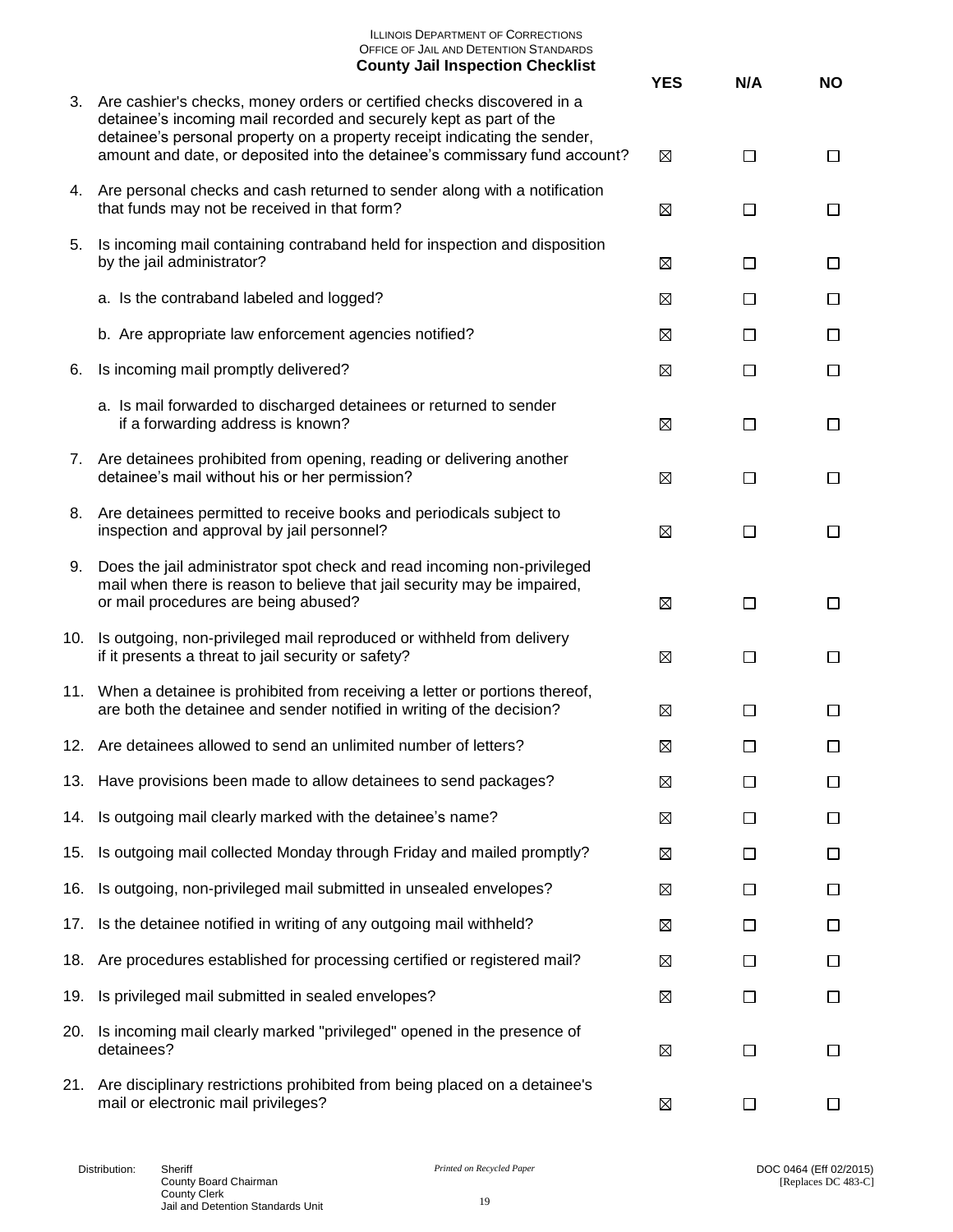ILLINOIS DEPARTMENT OF CORRECTIONS
OFFICE OF JAIL AND DETENTION STANDARDS
**County Jail Inspection Checklist**

| | | YES | N/A | NO |
|---|---|---|---|---|
| 3. | Are cashier's checks, money orders or certified checks discovered in a detainee's incoming mail recorded and securely kept as part of the detainee's personal property on a property receipt indicating the sender, amount and date, or deposited into the detainee's commissary fund account? | ☒ | ☐ | ☐ |
| 4. | Are personal checks and cash returned to sender along with a notification that funds may not be received in that form? | ☒ | ☐ | ☐ |
| 5. | Is incoming mail containing contraband held for inspection and disposition by the jail administrator? | ☒ | ☐ | ☐ |
| | a. Is the contraband labeled and logged? | ☒ | ☐ | ☐ |
| | b. Are appropriate law enforcement agencies notified? | ☒ | ☐ | ☐ |
| 6. | Is incoming mail promptly delivered? | ☒ | ☐ | ☐ |
| | a. Is mail forwarded to discharged detainees or returned to sender if a forwarding address is known? | ☒ | ☐ | ☐ |
| 7. | Are detainees prohibited from opening, reading or delivering another detainee's mail without his or her permission? | ☒ | ☐ | ☐ |
| 8. | Are detainees permitted to receive books and periodicals subject to inspection and approval by jail personnel? | ☒ | ☐ | ☐ |
| 9. | Does the jail administrator spot check and read incoming non-privileged mail when there is reason to believe that jail security may be impaired, or mail procedures are being abused? | ☒ | ☐ | ☐ |
| 10. | Is outgoing, non-privileged mail reproduced or withheld from delivery if it presents a threat to jail security or safety? | ☒ | ☐ | ☐ |
| 11. | When a detainee is prohibited from receiving a letter or portions thereof, are both the detainee and sender notified in writing of the decision? | ☒ | ☐ | ☐ |
| 12. | Are detainees allowed to send an unlimited number of letters? | ☒ | ☐ | ☐ |
| 13. | Have provisions been made to allow detainees to send packages? | ☒ | ☐ | ☐ |
| 14. | Is outgoing mail clearly marked with the detainee's name? | ☒ | ☐ | ☐ |
| 15. | Is outgoing mail collected Monday through Friday and mailed promptly? | ☒ | ☐ | ☐ |
| 16. | Is outgoing, non-privileged mail submitted in unsealed envelopes? | ☒ | ☐ | ☐ |
| 17. | Is the detainee notified in writing of any outgoing mail withheld? | ☒ | ☐ | ☐ |
| 18. | Are procedures established for processing certified or registered mail? | ☒ | ☐ | ☐ |
| 19. | Is privileged mail submitted in sealed envelopes? | ☒ | ☐ | ☐ |
| 20. | Is incoming mail clearly marked "privileged" opened in the presence of detainees? | ☒ | ☐ | ☐ |
| 21. | Are disciplinary restrictions prohibited from being placed on a detainee's mail or electronic mail privileges? | ☒ | ☐ | ☐ |

Distribution: Sheriff
County Board Chairman
County Clerk
Jail and Detention Standards Unit

*Printed on Recycled Paper*

DOC 0464 (Eff 02/2015)
[Replaces DC 483-C]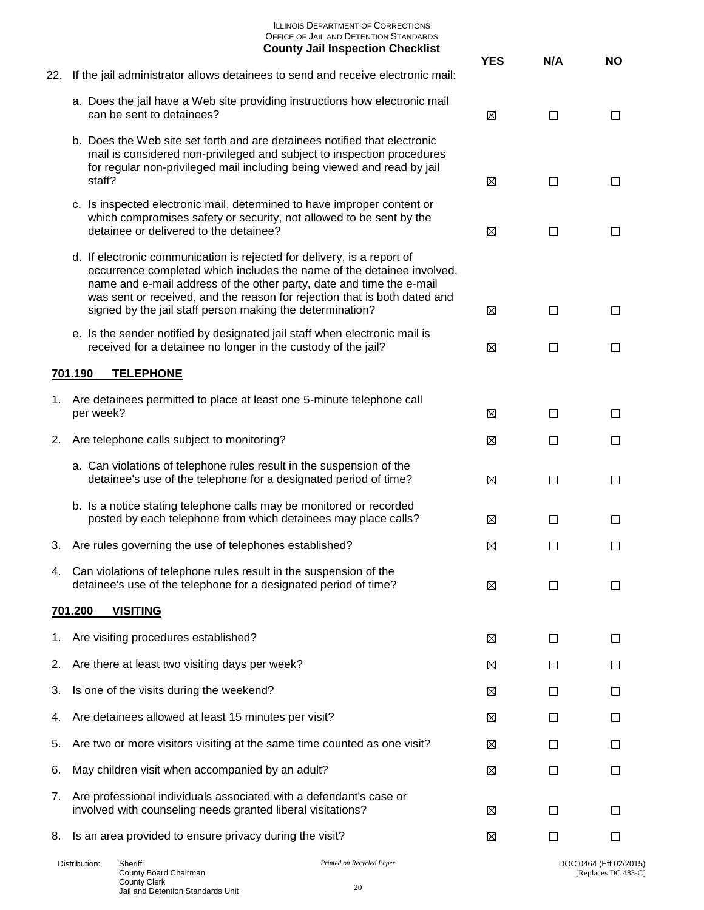ILLINOIS DEPARTMENT OF CORRECTIONS
OFFICE OF JAIL AND DETENTION STANDARDS
**County Jail Inspection Checklist**

| | | YES | N/A | NO |
|---|---|---|---|---|
| 22. | If the jail administrator allows detainees to send and receive electronic mail: | | | |
| | a. Does the jail have a Web site providing instructions how electronic mail can be sent to detainees? | ☒ | ☐ | ☐ |
| | b. Does the Web site set forth and are detainees notified that electronic mail is considered non-privileged and subject to inspection procedures for regular non-privileged mail including being viewed and read by jail staff? | ☒ | ☐ | ☐ |
| | c. Is inspected electronic mail, determined to have improper content or which compromises safety or security, not allowed to be sent by the detainee or delivered to the detainee? | ☒ | ☐ | ☐ |
| | d. If electronic communication is rejected for delivery, is a report of occurrence completed which includes the name of the detainee involved, name and e-mail address of the other party, date and time the e-mail was sent or received, and the reason for rejection that is both dated and signed by the jail staff person making the determination? | ☒ | ☐ | ☐ |
| | e. Is the sender notified by designated jail staff when electronic mail is received for a detainee no longer in the custody of the jail? | ☒ | ☐ | ☐ |
| **701.190** | **TELEPHONE** | | | |
| 1. | Are detainees permitted to place at least one 5-minute telephone call per week? | ☒ | ☐ | ☐ |
| 2. | Are telephone calls subject to monitoring? | ☒ | ☐ | ☐ |
| | a. Can violations of telephone rules result in the suspension of the detainee's use of the telephone for a designated period of time? | ☒ | ☐ | ☐ |
| | b. Is a notice stating telephone calls may be monitored or recorded posted by each telephone from which detainees may place calls? | ☒ | ☐ | ☐ |
| 3. | Are rules governing the use of telephones established? | ☒ | ☐ | ☐ |
| 4. | Can violations of telephone rules result in the suspension of the detainee's use of the telephone for a designated period of time? | ☒ | ☐ | ☐ |
| **701.200** | **VISITING** | | | |
| 1. | Are visiting procedures established? | ☒ | ☐ | ☐ |
| 2. | Are there at least two visiting days per week? | ☒ | ☐ | ☐ |
| 3. | Is one of the visits during the weekend? | ☒ | ☐ | ☐ |
| 4. | Are detainees allowed at least 15 minutes per visit? | ☒ | ☐ | ☐ |
| 5. | Are two or more visitors visiting at the same time counted as one visit? | ☒ | ☐ | ☐ |
| 6. | May children visit when accompanied by an adult? | ☒ | ☐ | ☐ |
| 7. | Are professional individuals associated with a defendant's case or involved with counseling needs granted liberal visitations? | ☒ | ☐ | ☐ |
| 8. | Is an area provided to ensure privacy during the visit? | ☒ | ☐ | ☐ |

Distribution: Sheriff
County Board Chairman
County Clerk
Jail and Detention Standards Unit

*Printed on Recycled Paper*

DOC 0464 (Eff 02/2015)
[Replaces DC 483-C]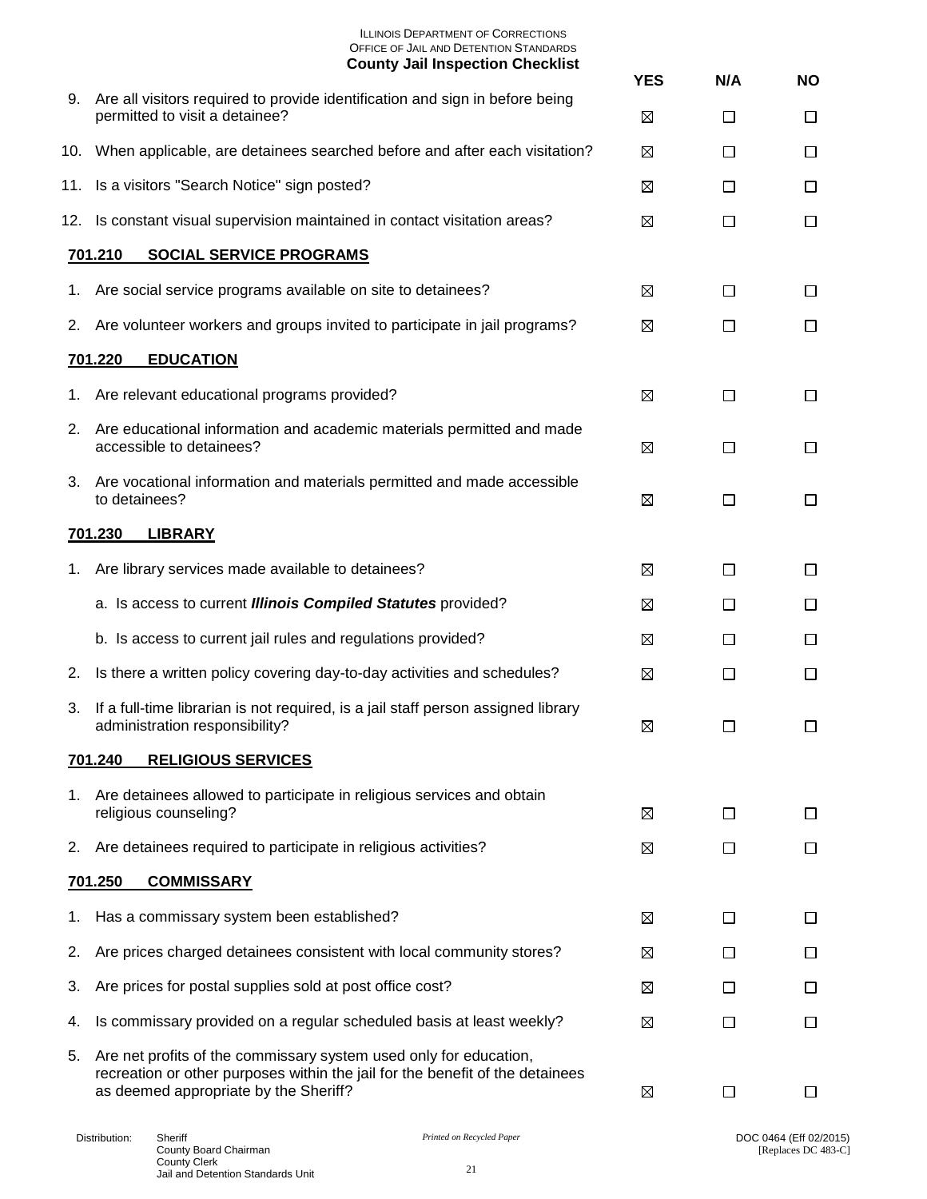ILLINOIS DEPARTMENT OF CORRECTIONS
OFFICE OF JAIL AND DETENTION STANDARDS
**County Jail Inspection Checklist**

| | | YES | N/A | NO |
|---|---|---|---|---|
| 9. | Are all visitors required to provide identification and sign in before being permitted to visit a detainee? | ☒ | ☐ | ☐ |
| 10. | When applicable, are detainees searched before and after each visitation? | ☒ | ☐ | ☐ |
| 11. | Is a visitors "Search Notice" sign posted? | ☒ | ☐ | ☐ |
| 12. | Is constant visual supervision maintained in contact visitation areas? | ☒ | ☐ | ☐ |
| **701.210** | **SOCIAL SERVICE PROGRAMS** | | | |
| 1. | Are social service programs available on site to detainees? | ☒ | ☐ | ☐ |
| 2. | Are volunteer workers and groups invited to participate in jail programs? | ☒ | ☐ | ☐ |
| **701.220** | **EDUCATION** | | | |
| 1. | Are relevant educational programs provided? | ☒ | ☐ | ☐ |
| 2. | Are educational information and academic materials permitted and made accessible to detainees? | ☒ | ☐ | ☐ |
| 3. | Are vocational information and materials permitted and made accessible to detainees? | ☒ | ☐ | ☐ |
| **701.230** | **LIBRARY** | | | |
| 1. | Are library services made available to detainees? | ☒ | ☐ | ☐ |
| | a. Is access to current ***Illinois Compiled Statutes*** provided? | ☒ | ☐ | ☐ |
| | b. Is access to current jail rules and regulations provided? | ☒ | ☐ | ☐ |
| 2. | Is there a written policy covering day-to-day activities and schedules? | ☒ | ☐ | ☐ |
| 3. | If a full-time librarian is not required, is a jail staff person assigned library administration responsibility? | ☒ | ☐ | ☐ |
| **701.240** | **RELIGIOUS SERVICES** | | | |
| 1. | Are detainees allowed to participate in religious services and obtain religious counseling? | ☒ | ☐ | ☐ |
| 2. | Are detainees required to participate in religious activities? | ☒ | ☐ | ☐ |
| **701.250** | **COMMISSARY** | | | |
| 1. | Has a commissary system been established? | ☒ | ☐ | ☐ |
| 2. | Are prices charged detainees consistent with local community stores? | ☒ | ☐ | ☐ |
| 3. | Are prices for postal supplies sold at post office cost? | ☒ | ☐ | ☐ |
| 4. | Is commissary provided on a regular scheduled basis at least weekly? | ☒ | ☐ | ☐ |
| 5. | Are net profits of the commissary system used only for education, recreation or other purposes within the jail for the benefit of the detainees as deemed appropriate by the Sheriff? | ☒ | ☐ | ☐ |

Distribution: Sheriff
County Board Chairman
County Clerk
Jail and Detention Standards Unit

*Printed on Recycled Paper*

DOC 0464 (Eff 02/2015)
[Replaces DC 483-C]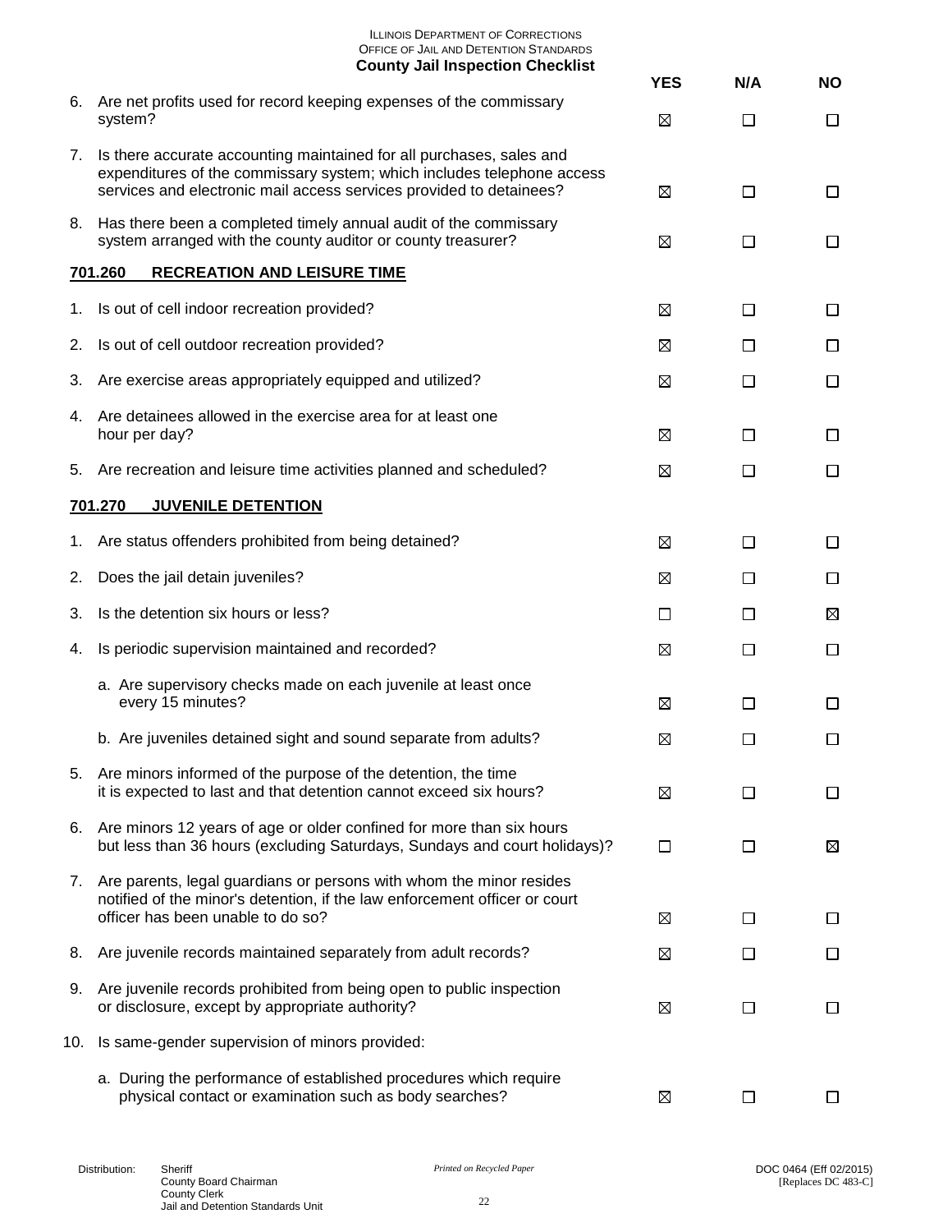ILLINOIS DEPARTMENT OF CORRECTIONS
OFFICE OF JAIL AND DETENTION STANDARDS
**County Jail Inspection Checklist**

| | | YES | N/A | NO |
|---|---|---|---|---|
| 6. | Are net profits used for record keeping expenses of the commissary system? | ☒ | ☐ | ☐ |
| 7. | Is there accurate accounting maintained for all purchases, sales and expenditures of the commissary system; which includes telephone access services and electronic mail access services provided to detainees? | ☒ | ☐ | ☐ |
| 8. | Has there been a completed timely annual audit of the commissary system arranged with the county auditor or county treasurer? | ☒ | ☐ | ☐ |
| **701.260** | **RECREATION AND LEISURE TIME** | | | |
| 1. | Is out of cell indoor recreation provided? | ☒ | ☐ | ☐ |
| 2. | Is out of cell outdoor recreation provided? | ☒ | ☐ | ☐ |
| 3. | Are exercise areas appropriately equipped and utilized? | ☒ | ☐ | ☐ |
| 4. | Are detainees allowed in the exercise area for at least one hour per day? | ☒ | ☐ | ☐ |
| 5. | Are recreation and leisure time activities planned and scheduled? | ☒ | ☐ | ☐ |
| **701.270** | **JUVENILE DETENTION** | | | |
| 1. | Are status offenders prohibited from being detained? | ☒ | ☐ | ☐ |
| 2. | Does the jail detain juveniles? | ☒ | ☐ | ☐ |
| 3. | Is the detention six hours or less? | ☐ | ☐ | ☒ |
| 4. | Is periodic supervision maintained and recorded? | ☒ | ☐ | ☐ |
| | a. Are supervisory checks made on each juvenile at least once every 15 minutes? | ☒ | ☐ | ☐ |
| | b. Are juveniles detained sight and sound separate from adults? | ☒ | ☐ | ☐ |
| 5. | Are minors informed of the purpose of the detention, the time it is expected to last and that detention cannot exceed six hours? | ☒ | ☐ | ☐ |
| 6. | Are minors 12 years of age or older confined for more than six hours but less than 36 hours (excluding Saturdays, Sundays and court holidays)? | ☐ | ☐ | ☒ |
| 7. | Are parents, legal guardians or persons with whom the minor resides notified of the minor's detention, if the law enforcement officer or court officer has been unable to do so? | ☒ | ☐ | ☐ |
| 8. | Are juvenile records maintained separately from adult records? | ☒ | ☐ | ☐ |
| 9. | Are juvenile records prohibited from being open to public inspection or disclosure, except by appropriate authority? | ☒ | ☐ | ☐ |
| 10. | Is same-gender supervision of minors provided: | | | |
| | a. During the performance of established procedures which require physical contact or examination such as body searches? | ☒ | ☐ | ☐ |

Distribution: Sheriff
County Board Chairman
County Clerk
Jail and Detention Standards Unit

*Printed on Recycled Paper*

DOC 0464 (Eff 02/2015)
[Replaces DC 483-C]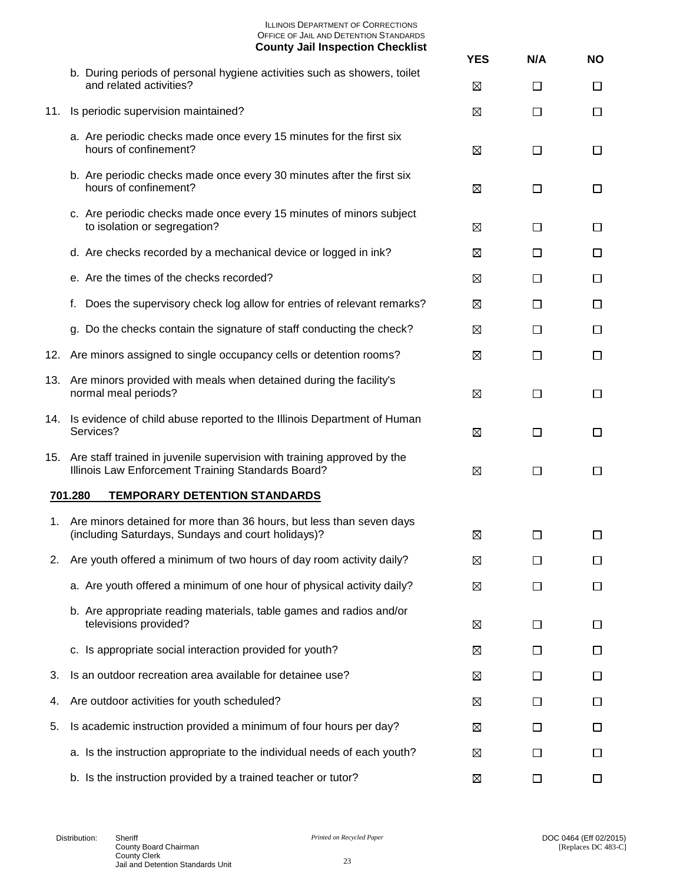ILLINOIS DEPARTMENT OF CORRECTIONS
OFFICE OF JAIL AND DETENTION STANDARDS
**County Jail Inspection Checklist**

| | | YES | N/A | NO |
|---|---|---|---|---|
| | b. During periods of personal hygiene activities such as showers, toilet and related activities? | ☒ | ☐ | ☐ |
| 11. | Is periodic supervision maintained? | ☒ | ☐ | ☐ |
| | a. Are periodic checks made once every 15 minutes for the first six hours of confinement? | ☒ | ☐ | ☐ |
| | b. Are periodic checks made once every 30 minutes after the first six hours of confinement? | ☒ | ☐ | ☐ |
| | c. Are periodic checks made once every 15 minutes of minors subject to isolation or segregation? | ☒ | ☐ | ☐ |
| | d. Are checks recorded by a mechanical device or logged in ink? | ☒ | ☐ | ☐ |
| | e. Are the times of the checks recorded? | ☒ | ☐ | ☐ |
| | f. Does the supervisory check log allow for entries of relevant remarks? | ☒ | ☐ | ☐ |
| | g. Do the checks contain the signature of staff conducting the check? | ☒ | ☐ | ☐ |
| 12. | Are minors assigned to single occupancy cells or detention rooms? | ☒ | ☐ | ☐ |
| 13. | Are minors provided with meals when detained during the facility's normal meal periods? | ☒ | ☐ | ☐ |
| 14. | Is evidence of child abuse reported to the Illinois Department of Human Services? | ☒ | ☐ | ☐ |
| 15. | Are staff trained in juvenile supervision with training approved by the Illinois Law Enforcement Training Standards Board? | ☒ | ☐ | ☐ |

**<u>701.280 TEMPORARY DETENTION STANDARDS</u>**

| | | YES | N/A | NO |
|---|---|---|---|---|
| 1. | Are minors detained for more than 36 hours, but less than seven days (including Saturdays, Sundays and court holidays)? | ☒ | ☐ | ☐ |
| 2. | Are youth offered a minimum of two hours of day room activity daily? | ☒ | ☐ | ☐ |
| | a. Are youth offered a minimum of one hour of physical activity daily? | ☒ | ☐ | ☐ |
| | b. Are appropriate reading materials, table games and radios and/or televisions provided? | ☒ | ☐ | ☐ |
| | c. Is appropriate social interaction provided for youth? | ☒ | ☐ | ☐ |
| 3. | Is an outdoor recreation area available for detainee use? | ☒ | ☐ | ☐ |
| 4. | Are outdoor activities for youth scheduled? | ☒ | ☐ | ☐ |
| 5. | Is academic instruction provided a minimum of four hours per day? | ☒ | ☐ | ☐ |
| | a. Is the instruction appropriate to the individual needs of each youth? | ☒ | ☐ | ☐ |
| | b. Is the instruction provided by a trained teacher or tutor? | ☒ | ☐ | ☐ |

Distribution: Sheriff
County Board Chairman
County Clerk
Jail and Detention Standards Unit

*Printed on Recycled Paper*

DOC 0464 (Eff 02/2015)
[Replaces DC 483-C]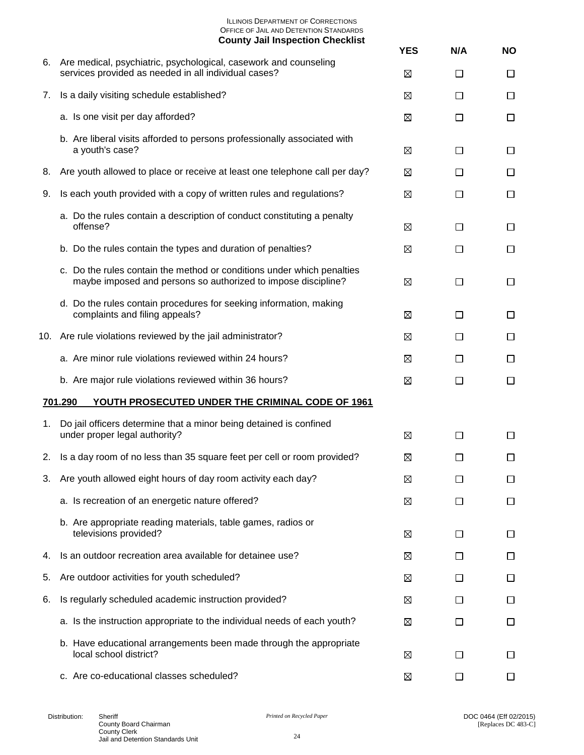ILLINOIS DEPARTMENT OF CORRECTIONS
OFFICE OF JAIL AND DETENTION STANDARDS
**County Jail Inspection Checklist**

| | | YES | N/A | NO |
|---|---|---|---|---|
| 6. | Are medical, psychiatric, psychological, casework and counseling services provided as needed in all individual cases? | ☒ | ☐ | ☐ |
| 7. | Is a daily visiting schedule established? | ☒ | ☐ | ☐ |
| | a. Is one visit per day afforded? | ☒ | ☐ | ☐ |
| | b. Are liberal visits afforded to persons professionally associated with a youth's case? | ☒ | ☐ | ☐ |
| 8. | Are youth allowed to place or receive at least one telephone call per day? | ☒ | ☐ | ☐ |
| 9. | Is each youth provided with a copy of written rules and regulations? | ☒ | ☐ | ☐ |
| | a. Do the rules contain a description of conduct constituting a penalty offense? | ☒ | ☐ | ☐ |
| | b. Do the rules contain the types and duration of penalties? | ☒ | ☐ | ☐ |
| | c. Do the rules contain the method or conditions under which penalties maybe imposed and persons so authorized to impose discipline? | ☒ | ☐ | ☐ |
| | d. Do the rules contain procedures for seeking information, making complaints and filing appeals? | ☒ | ☐ | ☐ |
| 10. | Are rule violations reviewed by the jail administrator? | ☒ | ☐ | ☐ |
| | a. Are minor rule violations reviewed within 24 hours? | ☒ | ☐ | ☐ |
| | b. Are major rule violations reviewed within 36 hours? | ☒ | ☐ | ☐ |

**701.290 YOUTH PROSECUTED UNDER THE CRIMINAL CODE OF 1961**

| | | YES | N/A | NO |
|---|---|---|---|---|
| 1. | Do jail officers determine that a minor being detained is confined under proper legal authority? | ☒ | ☐ | ☐ |
| 2. | Is a day room of no less than 35 square feet per cell or room provided? | ☒ | ☐ | ☐ |
| 3. | Are youth allowed eight hours of day room activity each day? | ☒ | ☐ | ☐ |
| | a. Is recreation of an energetic nature offered? | ☒ | ☐ | ☐ |
| | b. Are appropriate reading materials, table games, radios or televisions provided? | ☒ | ☐ | ☐ |
| 4. | Is an outdoor recreation area available for detainee use? | ☒ | ☐ | ☐ |
| 5. | Are outdoor activities for youth scheduled? | ☒ | ☐ | ☐ |
| 6. | Is regularly scheduled academic instruction provided? | ☒ | ☐ | ☐ |
| | a. Is the instruction appropriate to the individual needs of each youth? | ☒ | ☐ | ☐ |
| | b. Have educational arrangements been made through the appropriate local school district? | ☒ | ☐ | ☐ |
| | c. Are co-educational classes scheduled? | ☒ | ☐ | ☐ |

Distribution: Sheriff
County Board Chairman
County Clerk
Jail and Detention Standards Unit

*Printed on Recycled Paper*

DOC 0464 (Eff 02/2015)
[Replaces DC 483-C]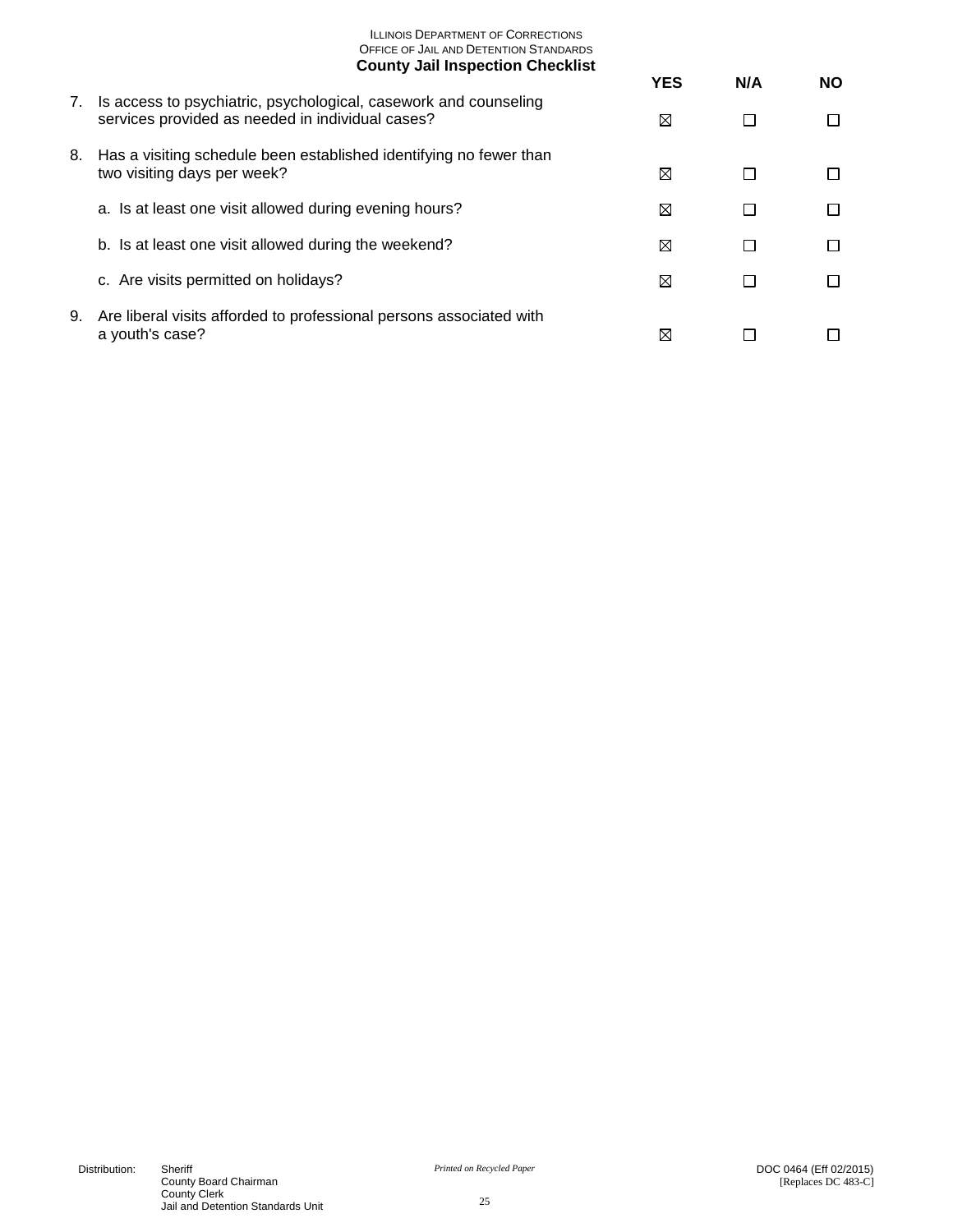ILLINOIS DEPARTMENT OF CORRECTIONS
OFFICE OF JAIL AND DETENTION STANDARDS
**County Jail Inspection Checklist**

| | | YES | N/A | NO |
|---|---|---|---|---|
| 7. | Is access to psychiatric, psychological, casework and counseling services provided as needed in individual cases? | ☒ | ☐ | ☐ |
| 8. | Has a visiting schedule been established identifying no fewer than two visiting days per week? | ☒ | ☐ | ☐ |
| | a. Is at least one visit allowed during evening hours? | ☒ | ☐ | ☐ |
| | b. Is at least one visit allowed during the weekend? | ☒ | ☐ | ☐ |
| | c. Are visits permitted on holidays? | ☒ | ☐ | ☐ |
| 9. | Are liberal visits afforded to professional persons associated with a youth's case? | ☒ | ☐ | ☐ |

Distribution: Sheriff
County Board Chairman
County Clerk
Jail and Detention Standards Unit

*Printed on Recycled Paper*

DOC 0464 (Eff 02/2015)
[Replaces DC 483-C]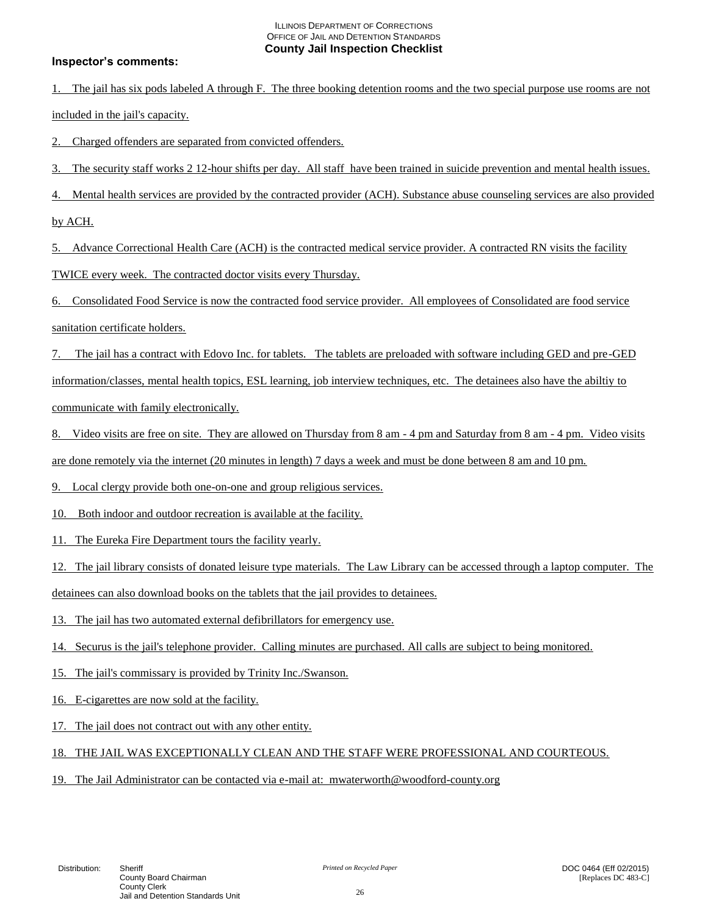ILLINOIS DEPARTMENT OF CORRECTIONS
OFFICE OF JAIL AND DETENTION STANDARDS
**County Jail Inspection Checklist**

**Inspector's comments:**

1. The jail has six pods labeled A through F. The three booking detention rooms and the two special purpose use rooms are not included in the jail's capacity.

2. Charged offenders are separated from convicted offenders.

3. The security staff works 2 12-hour shifts per day. All staff have been trained in suicide prevention and mental health issues.

4. Mental health services are provided by the contracted provider (ACH). Substance abuse counseling services are also provided by ACH.

5. Advance Correctional Health Care (ACH) is the contracted medical service provider. A contracted RN visits the facility TWICE every week. The contracted doctor visits every Thursday.

6. Consolidated Food Service is now the contracted food service provider. All employees of Consolidated are food service sanitation certificate holders.

7. The jail has a contract with Edovo Inc. for tablets. The tablets are preloaded with software including GED and pre-GED information/classes, mental health topics, ESL learning, job interview techniques, etc. The detainees also have the abiltiy to communicate with family electronically.

8. Video visits are free on site. They are allowed on Thursday from 8 am - 4 pm and Saturday from 8 am - 4 pm. Video visits are done remotely via the internet (20 minutes in length) 7 days a week and must be done between 8 am and 10 pm.

9. Local clergy provide both one-on-one and group religious services.

10. Both indoor and outdoor recreation is available at the facility.

11. The Eureka Fire Department tours the facility yearly.

12. The jail library consists of donated leisure type materials. The Law Library can be accessed through a laptop computer. The detainees can also download books on the tablets that the jail provides to detainees.

13. The jail has two automated external defibrillators for emergency use.

14. Securus is the jail's telephone provider. Calling minutes are purchased. All calls are subject to being monitored.

15. The jail's commissary is provided by Trinity Inc./Swanson.

16. E-cigarettes are now sold at the facility.

17. The jail does not contract out with any other entity.

18. THE JAIL WAS EXCEPTIONALLY CLEAN AND THE STAFF WERE PROFESSIONAL AND COURTEOUS.

19. The Jail Administrator can be contacted via e-mail at: mwaterworth@woodford-county.org

Distribution: Sheriff
County Board Chairman
County Clerk
Jail and Detention Standards Unit

*Printed on Recycled Paper*

DOC 0464 (Eff 02/2015)
[Replaces DC 483-C]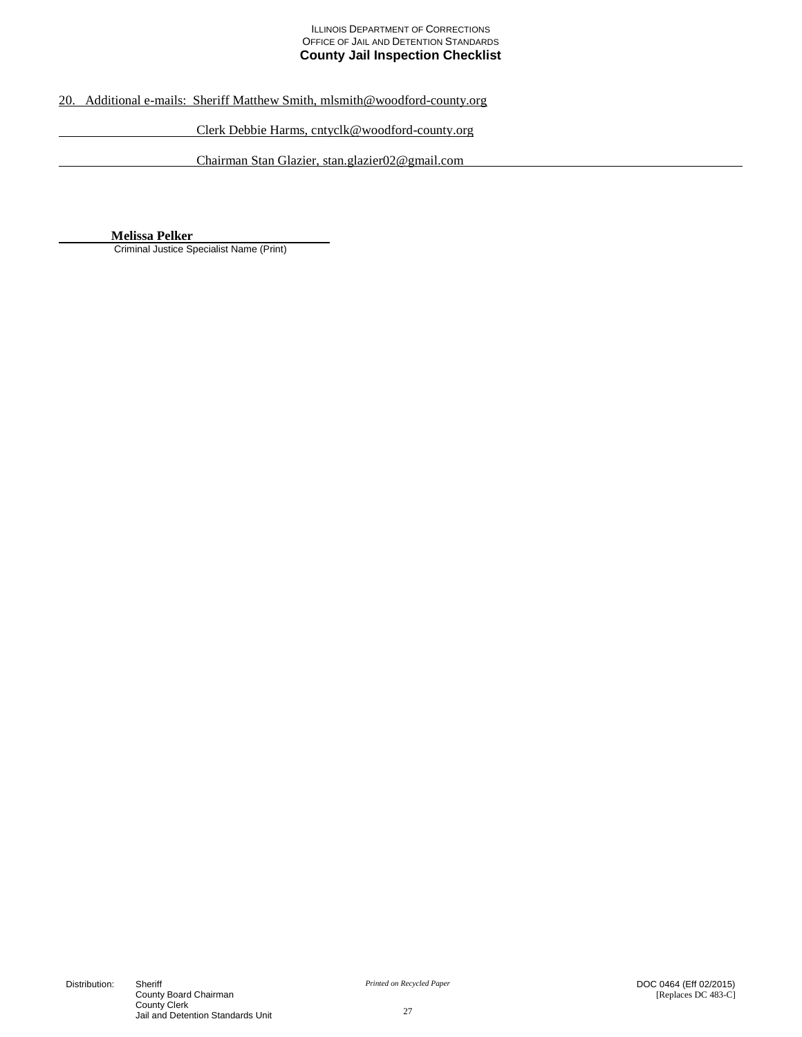20. Additional e-mails: Sheriff Matthew Smith, mlsmith@woodford-county.org

Clerk Debbie Harms, cntyclk@woodford-county.org

Chairman Stan Glazier, stan.glazier02@gmail.com

**Melissa Pelker**

Criminal Justice Specialist Name (Print)

Distribution: Sheriff
County Board Chairman
County Clerk
Jail and Detention Standards Unit

*Printed on Recycled Paper*

DOC 0464 (Eff 02/2015)
[Replaces DC 483-C]